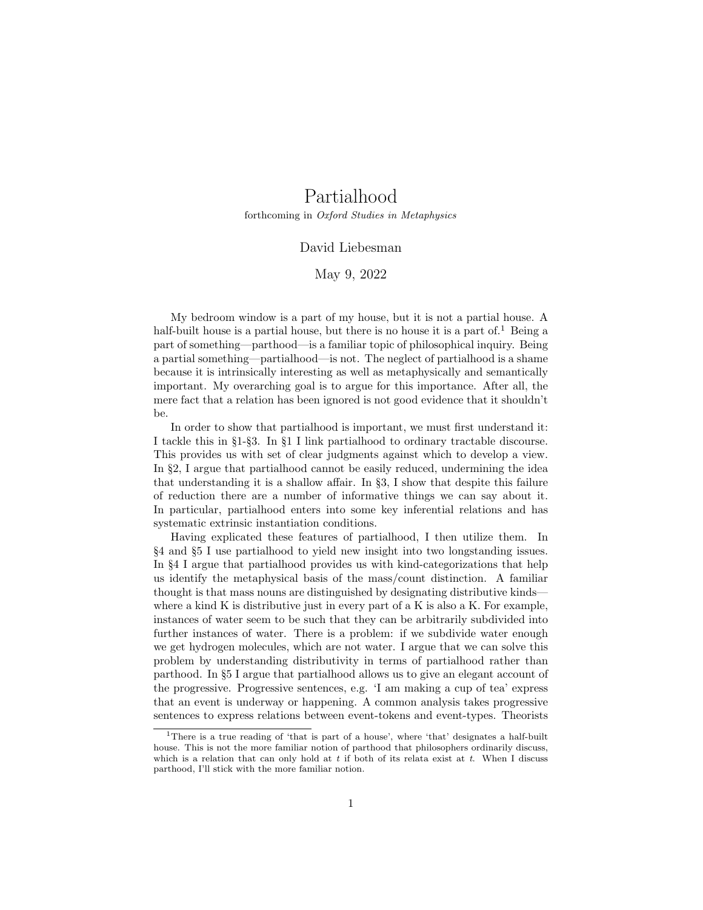# Partialhood

forthcoming in *Oxford Studies in Metaphysics*

David Liebesman

May 9, 2022

My bedroom window is a part of my house, but it is not a partial house. A half-built house is a partial house, but there is no house it is a part of.[1] Being a part of something—parthood—is a familiar topic of philosophical inquiry. Being a partial something—partialhood—is not. The neglect of partialhood is a shame because it is intrinsically interesting as well as metaphysically and semantically important. My overarching goal is to argue for this importance. After all, the mere fact that a relation has been ignored is not good evidence that it shouldn't be.

In order to show that partialhood is important, we must first understand it: I tackle this in §1-§3. In §1 I link partialhood to ordinary tractable discourse. This provides us with set of clear judgments against which to develop a view. In §2, I argue that partialhood cannot be easily reduced, undermining the idea that understanding it is a shallow affair. In §3, I show that despite this failure of reduction there are a number of informative things we can say about it. In particular, partialhood enters into some key inferential relations and has systematic extrinsic instantiation conditions.

Having explicated these features of partialhood, I then utilize them. In §4 and §5 I use partialhood to yield new insight into two longstanding issues. In §4 I argue that partialhood provides us with kind-categorizations that help us identify the metaphysical basis of the mass/count distinction. A familiar thought is that mass nouns are distinguished by designating distributive kinds—where a kind K is distributive just in every part of a K is also a K. For example, instances of water seem to be such that they can be arbitrarily subdivided into further instances of water. There is a problem: if we subdivide water enough we get hydrogen molecules, which are not water. I argue that we can solve this problem by understanding distributivity in terms of partialhood rather than parthood. In §5 I argue that partialhood allows us to give an elegant account of the progressive. Progressive sentences, e.g. 'I am making a cup of tea' express that an event is underway or happening. A common analysis takes progressive sentences to express relations between event-tokens and event-types. Theorists

[1] There is a true reading of 'that is part of a house', where 'that' designates a half-built house. This is not the more familiar notion of parthood that philosophers ordinarily discuss, which is a relation that can only hold at $t$ if both of its relata exist at $t$. When I discuss parthood, I'll stick with the more familiar notion.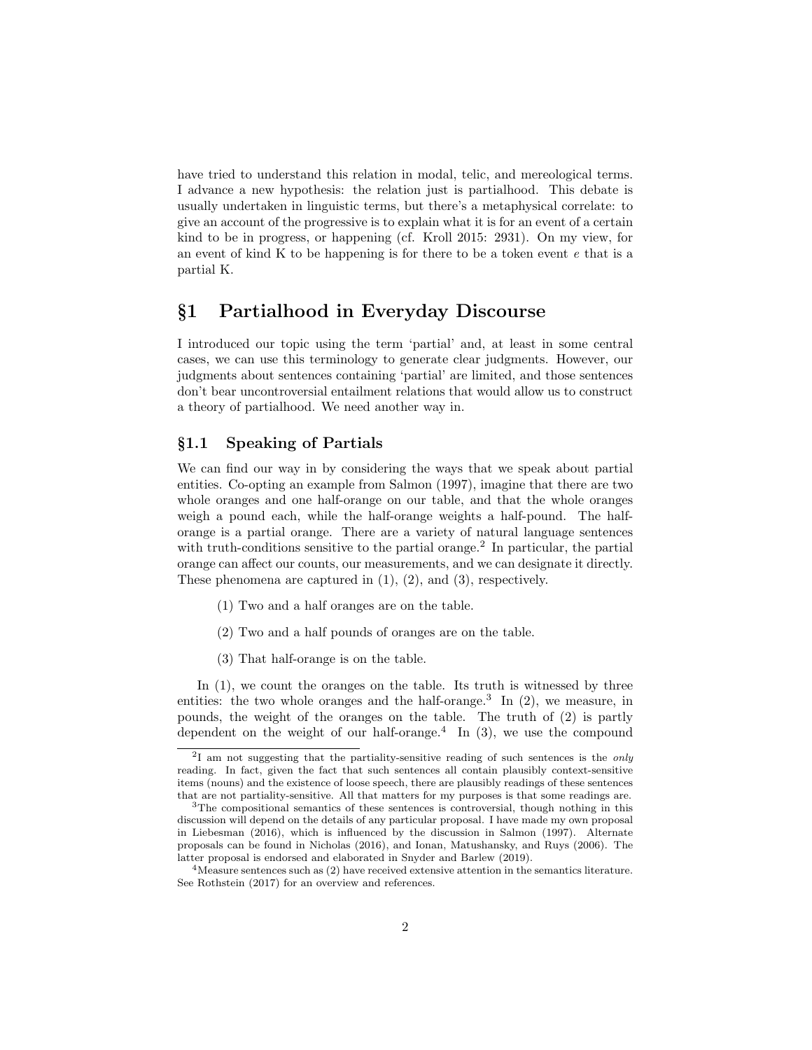have tried to understand this relation in modal, telic, and mereological terms. I advance a new hypothesis: the relation just is partialhood. This debate is usually undertaken in linguistic terms, but there's a metaphysical correlate: to give an account of the progressive is to explain what it is for an event of a certain kind to be in progress, or happening (cf. Kroll 2015: 2931). On my view, for an event of kind K to be happening is for there to be a token event *e* that is a partial K.

## §1 Partialhood in Everyday Discourse

I introduced our topic using the term 'partial' and, at least in some central cases, we can use this terminology to generate clear judgments. However, our judgments about sentences containing 'partial' are limited, and those sentences don't bear uncontroversial entailment relations that would allow us to construct a theory of partialhood. We need another way in.

### §1.1 Speaking of Partials

We can find our way in by considering the ways that we speak about partial entities. Co-opting an example from Salmon (1997), imagine that there are two whole oranges and one half-orange on our table, and that the whole oranges weigh a pound each, while the half-orange weights a half-pound. The half-orange is a partial orange. There are a variety of natural language sentences with truth-conditions sensitive to the partial orange.[2] In particular, the partial orange can affect our counts, our measurements, and we can designate it directly. These phenomena are captured in (1), (2), and (3), respectively.

(1) Two and a half oranges are on the table.

(2) Two and a half pounds of oranges are on the table.

(3) That half-orange is on the table.

In (1), we count the oranges on the table. Its truth is witnessed by three entities: the two whole oranges and the half-orange.[3] In (2), we measure, in pounds, the weight of the oranges on the table. The truth of (2) is partly dependent on the weight of our half-orange.[4] In (3), we use the compound

[2] I am not suggesting that the partiality-sensitive reading of such sentences is the *only* reading. In fact, given the fact that such sentences all contain plausibly context-sensitive items (nouns) and the existence of loose speech, there are plausibly readings of these sentences that are not partiality-sensitive. All that matters for my purposes is that some readings are.

[3] The compositional semantics of these sentences is controversial, though nothing in this discussion will depend on the details of any particular proposal. I have made my own proposal in Liebesman (2016), which is influenced by the discussion in Salmon (1997). Alternate proposals can be found in Nicholas (2016), and Ionan, Matushansky, and Ruys (2006). The latter proposal is endorsed and elaborated in Snyder and Barlew (2019).

[4] Measure sentences such as (2) have received extensive attention in the semantics literature. See Rothstein (2017) for an overview and references.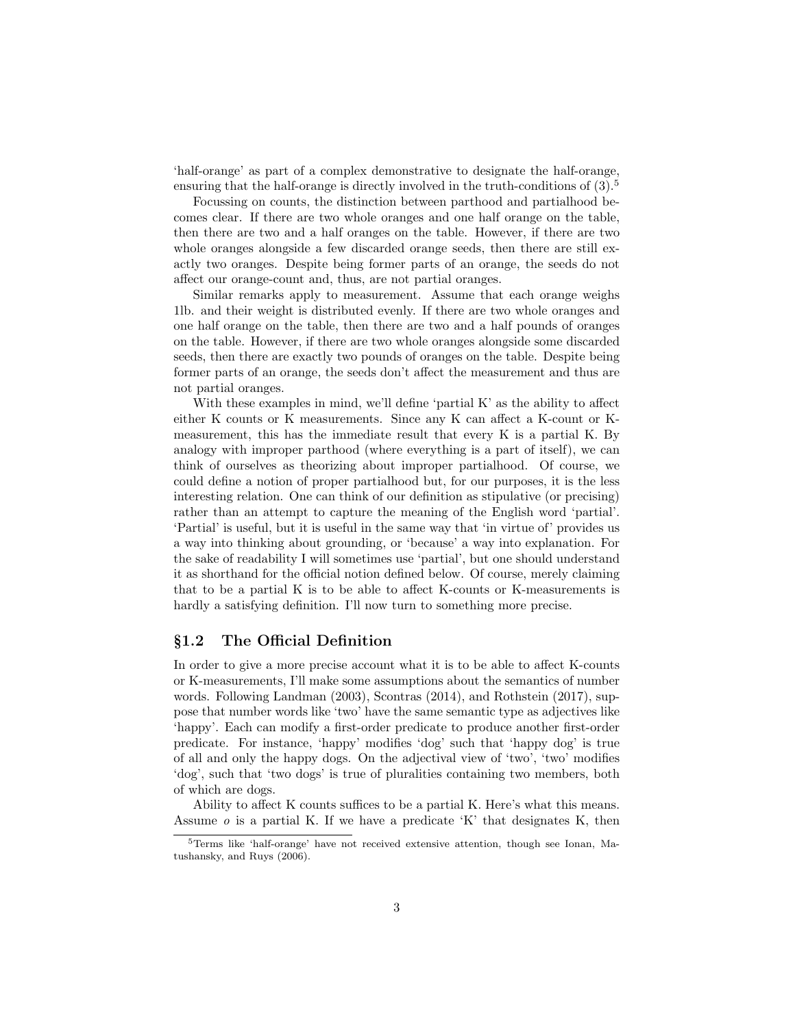'half-orange' as part of a complex demonstrative to designate the half-orange, ensuring that the half-orange is directly involved in the truth-conditions of (3).[5]

Focussing on counts, the distinction between parthood and partialhood becomes clear. If there are two whole oranges and one half orange on the table, then there are two and a half oranges on the table. However, if there are two whole oranges alongside a few discarded orange seeds, then there are still exactly two oranges. Despite being former parts of an orange, the seeds do not affect our orange-count and, thus, are not partial oranges.

Similar remarks apply to measurement. Assume that each orange weighs 1lb. and their weight is distributed evenly. If there are two whole oranges and one half orange on the table, then there are two and a half pounds of oranges on the table. However, if there are two whole oranges alongside some discarded seeds, then there are exactly two pounds of oranges on the table. Despite being former parts of an orange, the seeds don't affect the measurement and thus are not partial oranges.

With these examples in mind, we'll define 'partial K' as the ability to affect either K counts or K measurements. Since any K can affect a K-count or K-measurement, this has the immediate result that every K is a partial K. By analogy with improper parthood (where everything is a part of itself), we can think of ourselves as theorizing about improper partialhood. Of course, we could define a notion of proper partialhood but, for our purposes, it is the less interesting relation. One can think of our definition as stipulative (or precising) rather than an attempt to capture the meaning of the English word 'partial'. 'Partial' is useful, but it is useful in the same way that 'in virtue of' provides us a way into thinking about grounding, or 'because' a way into explanation. For the sake of readability I will sometimes use 'partial', but one should understand it as shorthand for the official notion defined below. Of course, merely claiming that to be a partial K is to be able to affect K-counts or K-measurements is hardly a satisfying definition. I'll now turn to something more precise.

## §1.2 The Official Definition

In order to give a more precise account what it is to be able to affect K-counts or K-measurements, I'll make some assumptions about the semantics of number words. Following Landman (2003), Scontras (2014), and Rothstein (2017), suppose that number words like 'two' have the same semantic type as adjectives like 'happy'. Each can modify a first-order predicate to produce another first-order predicate. For instance, 'happy' modifies 'dog' such that 'happy dog' is true of all and only the happy dogs. On the adjectival view of 'two', 'two' modifies 'dog', such that 'two dogs' is true of pluralities containing two members, both of which are dogs.

Ability to affect K counts suffices to be a partial K. Here's what this means. Assume $o$ is a partial K. If we have a predicate 'K' that designates K, then

[5] Terms like 'half-orange' have not received extensive attention, though see Ionan, Matushansky, and Ruys (2006).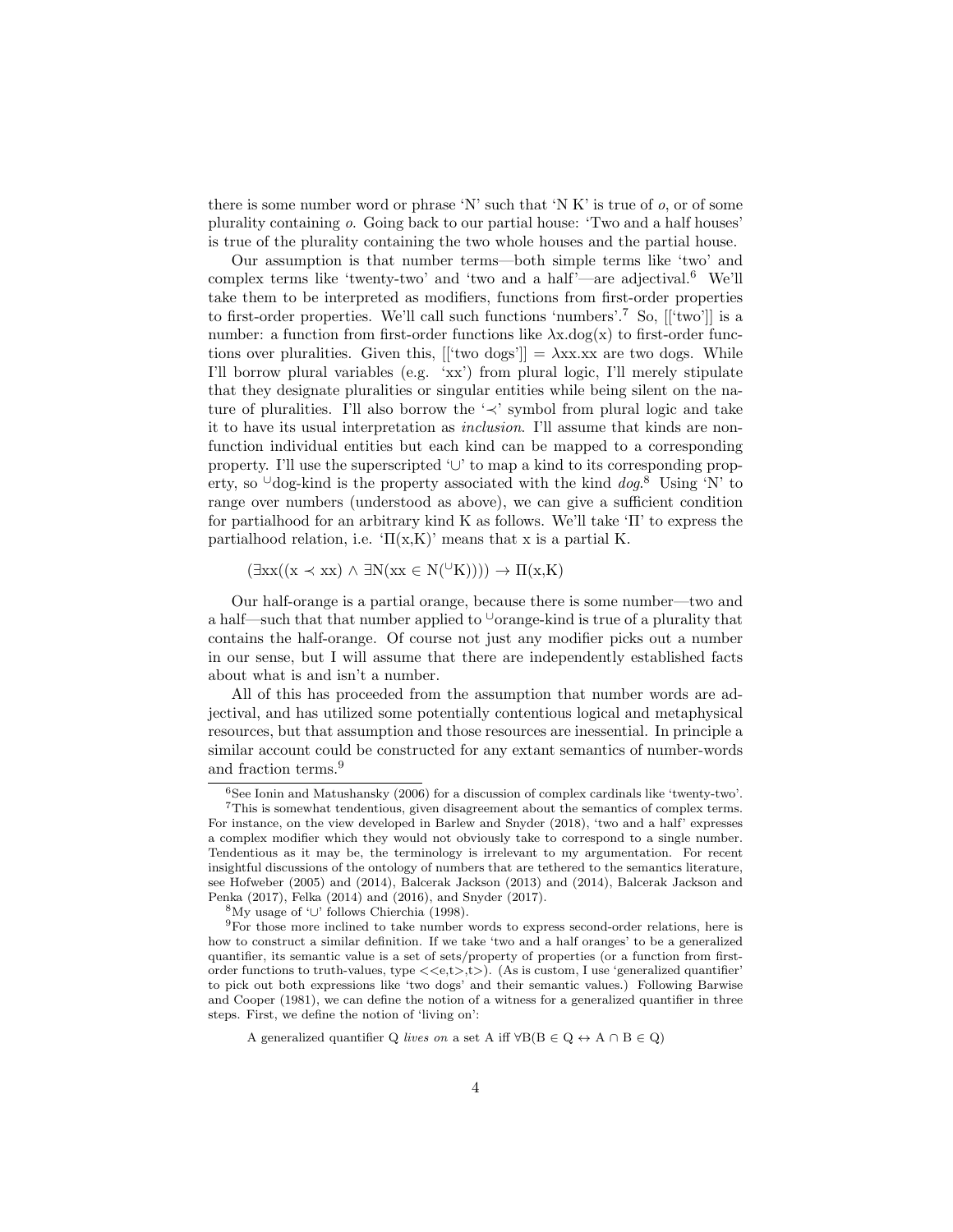there is some number word or phrase 'N' such that 'N K' is true of $o$, or of some plurality containing $o$. Going back to our partial house: 'Two and a half houses' is true of the plurality containing the two whole houses and the partial house.

Our assumption is that number terms—both simple terms like 'two' and complex terms like 'twenty-two' and 'two and a half'—are adjectival.[6] We'll take them to be interpreted as modifiers, functions from first-order properties to first-order properties. We'll call such functions 'numbers'.[7] So, [['two']] is a number: a function from first-order functions like $\lambda x.\text{dog}(x)$ to first-order functions over pluralities. Given this, [['two dogs']] = $\lambda xx.$xx are two dogs. While I'll borrow plural variables (e.g. 'xx') from plural logic, I'll merely stipulate that they designate pluralities or singular entities while being silent on the nature of pluralities. I'll also borrow the '$\prec$' symbol from plural logic and take it to have its usual interpretation as *inclusion*. I'll assume that kinds are non-function individual entities but each kind can be mapped to a corresponding property. I'll use the superscripted '$\cup$' to map a kind to its corresponding property, so $^{\cup}$dog-kind is the property associated with the kind *dog*.[8] Using 'N' to range over numbers (understood as above), we can give a sufficient condition for partialhood for an arbitrary kind K as follows. We'll take '$\Pi$' to express the partialhood relation, i.e. '$\Pi$(x,K)' means that x is a partial K.

$$(\exists xx((x \prec xx) \land \exists N(xx \in N(^{\cup}K)))) \rightarrow \Pi(x,K)$$

Our half-orange is a partial orange, because there is some number—two and a half—such that that number applied to $^{\cup}$orange-kind is true of a plurality that contains the half-orange. Of course not just any modifier picks out a number in our sense, but I will assume that there are independently established facts about what is and isn't a number.

All of this has proceeded from the assumption that number words are adjectival, and has utilized some potentially contentious logical and metaphysical resources, but that assumption and those resources are inessential. In principle a similar account could be constructed for any extant semantics of number-words and fraction terms.[9]

---

[6] See Ionin and Matushansky (2006) for a discussion of complex cardinals like 'twenty-two'.

[7] This is somewhat tendentious, given disagreement about the semantics of complex terms. For instance, on the view developed in Barlew and Snyder (2018), 'two and a half' expresses a complex modifier which they would not obviously take to correspond to a single number. Tendentious as it may be, the terminology is irrelevant to my argumentation. For recent insightful discussions of the ontology of numbers that are tethered to the semantics literature, see Hofweber (2005) and (2014), Balcerak Jackson (2013) and (2014), Balcerak Jackson and Penka (2017), Felka (2014) and (2016), and Snyder (2017).

[8] My usage of '$\cup$' follows Chierchia (1998).

[9] For those more inclined to take number words to express second-order relations, here is how to construct a similar definition. If we take 'two and a half oranges' to be a generalized quantifier, its semantic value is a set of sets/property of properties (or a function from first-order functions to truth-values, type <<e,t>,t>). (As is custom, I use 'generalized quantifier' to pick out both expressions like 'two dogs' and their semantic values.) Following Barwise and Cooper (1981), we can define the notion of a witness for a generalized quantifier in three steps. First, we define the notion of 'living on':

A generalized quantifier Q *lives on* a set A iff $\forall B(B \in Q \leftrightarrow A \cap B \in Q)$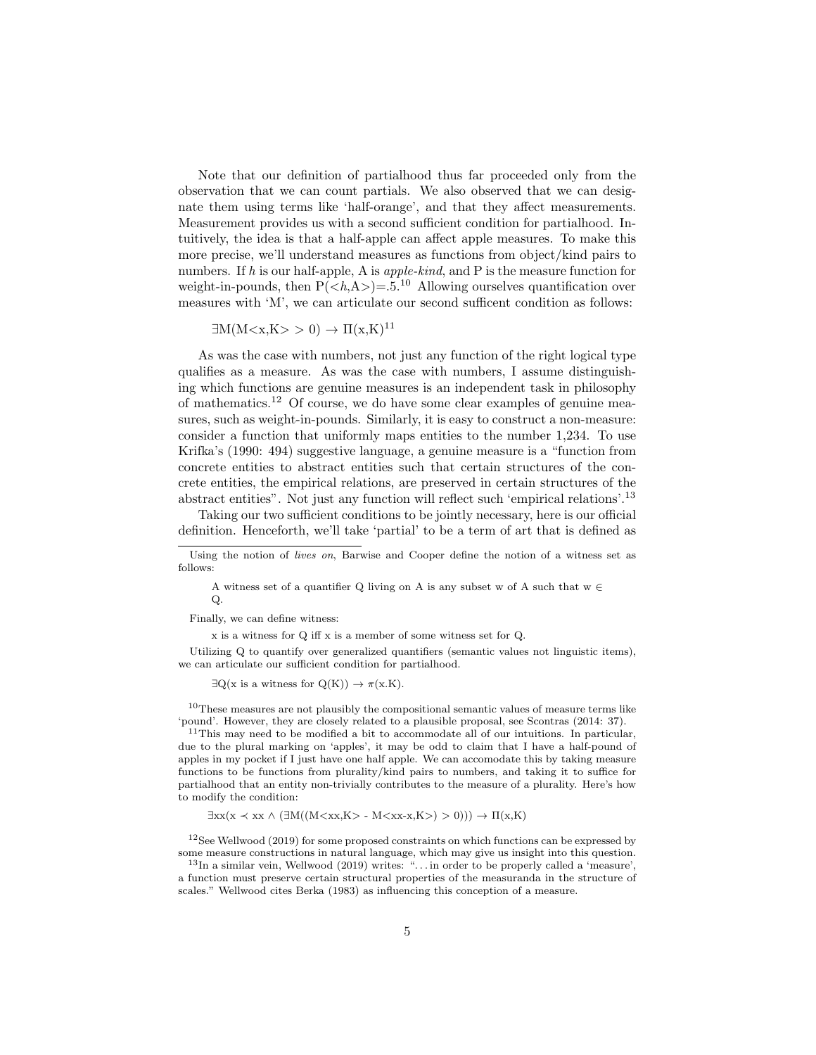Note that our definition of partialhood thus far proceeded only from the observation that we can count partials. We also observed that we can designate them using terms like 'half-orange', and that they affect measurements. Measurement provides us with a second sufficient condition for partialhood. Intuitively, the idea is that a half-apple can affect apple measures. To make this more precise, we'll understand measures as functions from object/kind pairs to numbers. If $h$ is our half-apple, A is *apple-kind*, and P is the measure function for weight-in-pounds, then $\mathrm{P}(<h,\mathrm{A}>)=.5$.[10] Allowing ourselves quantification over measures with 'M', we can articulate our second sufficent condition as follows:

$$\exists \mathrm{M}(\mathrm{M}<\mathrm{x},\mathrm{K}> \, > 0) \rightarrow \Pi(\mathrm{x},\mathrm{K})$$[11]

As was the case with numbers, not just any function of the right logical type qualifies as a measure. As was the case with numbers, I assume distinguishing which functions are genuine measures is an independent task in philosophy of mathematics.[12] Of course, we do have some clear examples of genuine measures, such as weight-in-pounds. Similarly, it is easy to construct a non-measure: consider a function that uniformly maps entities to the number 1,234. To use Krifka's (1990: 494) suggestive language, a genuine measure is a "function from concrete entities to abstract entities such that certain structures of the concrete entities, the empirical relations, are preserved in certain structures of the abstract entities". Not just any function will reflect such 'empirical relations'.[13]

Taking our two sufficient conditions to be jointly necessary, here is our official definition. Henceforth, we'll take 'partial' to be a term of art that is defined as

---

Using the notion of *lives on*, Barwise and Cooper define the notion of a witness set as follows:

> A witness set of a quantifier Q living on A is any subset w of A such that w $\in$ Q.

Finally, we can define witness:

> x is a witness for Q iff x is a member of some witness set for Q.

Utilizing Q to quantify over generalized quantifiers (semantic values not linguistic items), we can articulate our sufficient condition for partialhood.

$$\exists \mathrm{Q}(\mathrm{x} \text{ is a witness for } \mathrm{Q}(\mathrm{K})) \rightarrow \pi(\mathrm{x}.\mathrm{K}).$$

[10] These measures are not plausibly the compositional semantic values of measure terms like 'pound'. However, they are closely related to a plausible proposal, see Scontras (2014: 37).

[11] This may need to be modified a bit to accommodate all of our intuitions. In particular, due to the plural marking on 'apples', it may be odd to claim that I have a half-pound of apples in my pocket if I just have one half apple. We can accomodate this by taking measure functions to be functions from plurality/kind pairs to numbers, and taking it to suffice for partialhood that an entity non-trivially contributes to the measure of a plurality. Here's how to modify the condition:

$$\exists \mathrm{xx}(\mathrm{x} \prec \mathrm{xx} \wedge (\exists \mathrm{M}((\mathrm{M}<\mathrm{xx},\mathrm{K}> - \mathrm{M}<\mathrm{xx}\text{-}\mathrm{x},\mathrm{K}>) > 0))) \rightarrow \Pi(\mathrm{x},\mathrm{K})$$

[12] See Wellwood (2019) for some proposed constraints on which functions can be expressed by some measure constructions in natural language, which may give us insight into this question.

[13] In a similar vein, Wellwood (2019) writes: "...in order to be properly called a 'measure', a function must preserve certain structural properties of the measuranda in the structure of scales." Wellwood cites Berka (1983) as influencing this conception of a measure.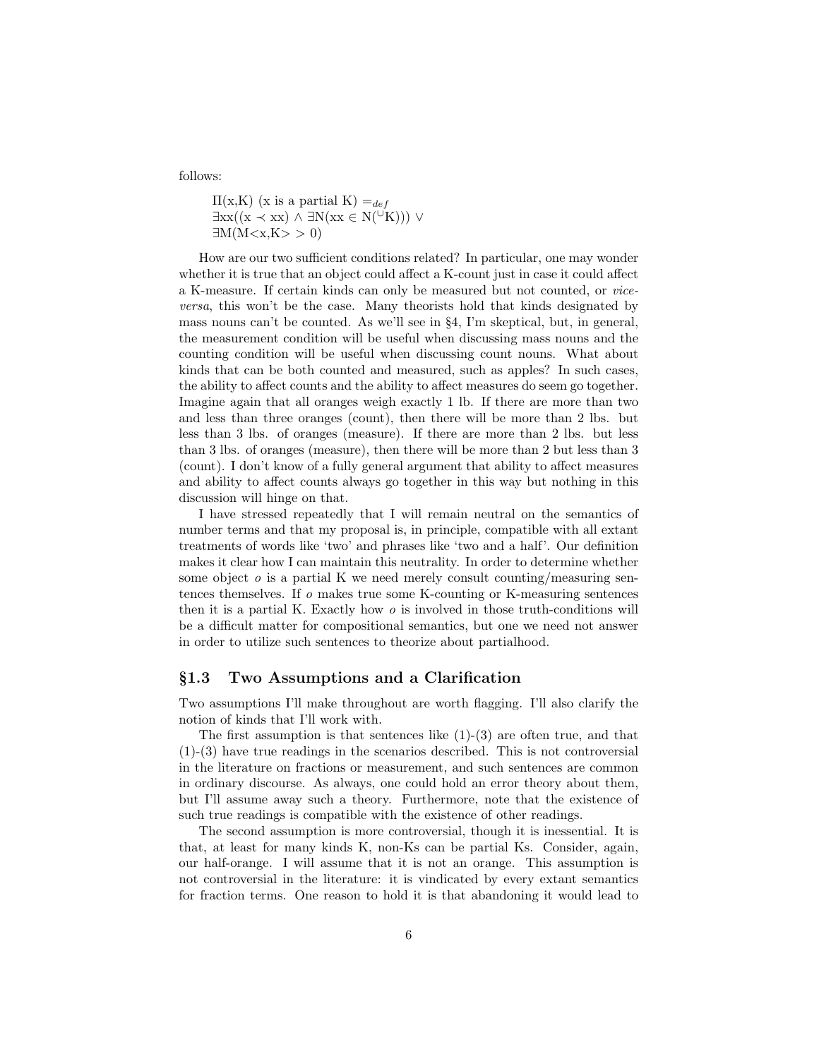follows:

$$\Pi(\text{x,K}) \text{ (x is a partial K)} =_{def}$$
$$\exists \text{xx}((\text{x} \prec \text{xx}) \wedge \exists \text{N}(\text{xx} \in \text{N}({}^{\cup}\text{K}))) \vee$$
$$\exists \text{M}(\text{M}\langle \text{x,K} \rangle > 0)$$

How are our two sufficient conditions related? In particular, one may wonder whether it is true that an object could affect a K-count just in case it could affect a K-measure. If certain kinds can only be measured but not counted, or *vice-versa*, this won't be the case. Many theorists hold that kinds designated by mass nouns can't be counted. As we'll see in §4, I'm skeptical, but, in general, the measurement condition will be useful when discussing mass nouns and the counting condition will be useful when discussing count nouns. What about kinds that can be both counted and measured, such as apples? In such cases, the ability to affect counts and the ability to affect measures do seem go together. Imagine again that all oranges weigh exactly 1 lb. If there are more than two and less than three oranges (count), then there will be more than 2 lbs. but less than 3 lbs. of oranges (measure). If there are more than 2 lbs. but less than 3 lbs. of oranges (measure), then there will be more than 2 but less than 3 (count). I don't know of a fully general argument that ability to affect measures and ability to affect counts always go together in this way but nothing in this discussion will hinge on that.

I have stressed repeatedly that I will remain neutral on the semantics of number terms and that my proposal is, in principle, compatible with all extant treatments of words like 'two' and phrases like 'two and a half'. Our definition makes it clear how I can maintain this neutrality. In order to determine whether some object $o$ is a partial K we need merely consult counting/measuring sentences themselves. If $o$ makes true some K-counting or K-measuring sentences then it is a partial K. Exactly how $o$ is involved in those truth-conditions will be a difficult matter for compositional semantics, but one we need not answer in order to utilize such sentences to theorize about partialhood.

### §1.3 Two Assumptions and a Clarification

Two assumptions I'll make throughout are worth flagging. I'll also clarify the notion of kinds that I'll work with.

The first assumption is that sentences like (1)-(3) are often true, and that (1)-(3) have true readings in the scenarios described. This is not controversial in the literature on fractions or measurement, and such sentences are common in ordinary discourse. As always, one could hold an error theory about them, but I'll assume away such a theory. Furthermore, note that the existence of such true readings is compatible with the existence of other readings.

The second assumption is more controversial, though it is inessential. It is that, at least for many kinds K, non-Ks can be partial Ks. Consider, again, our half-orange. I will assume that it is not an orange. This assumption is not controversial in the literature: it is vindicated by every extant semantics for fraction terms. One reason to hold it is that abandoning it would lead to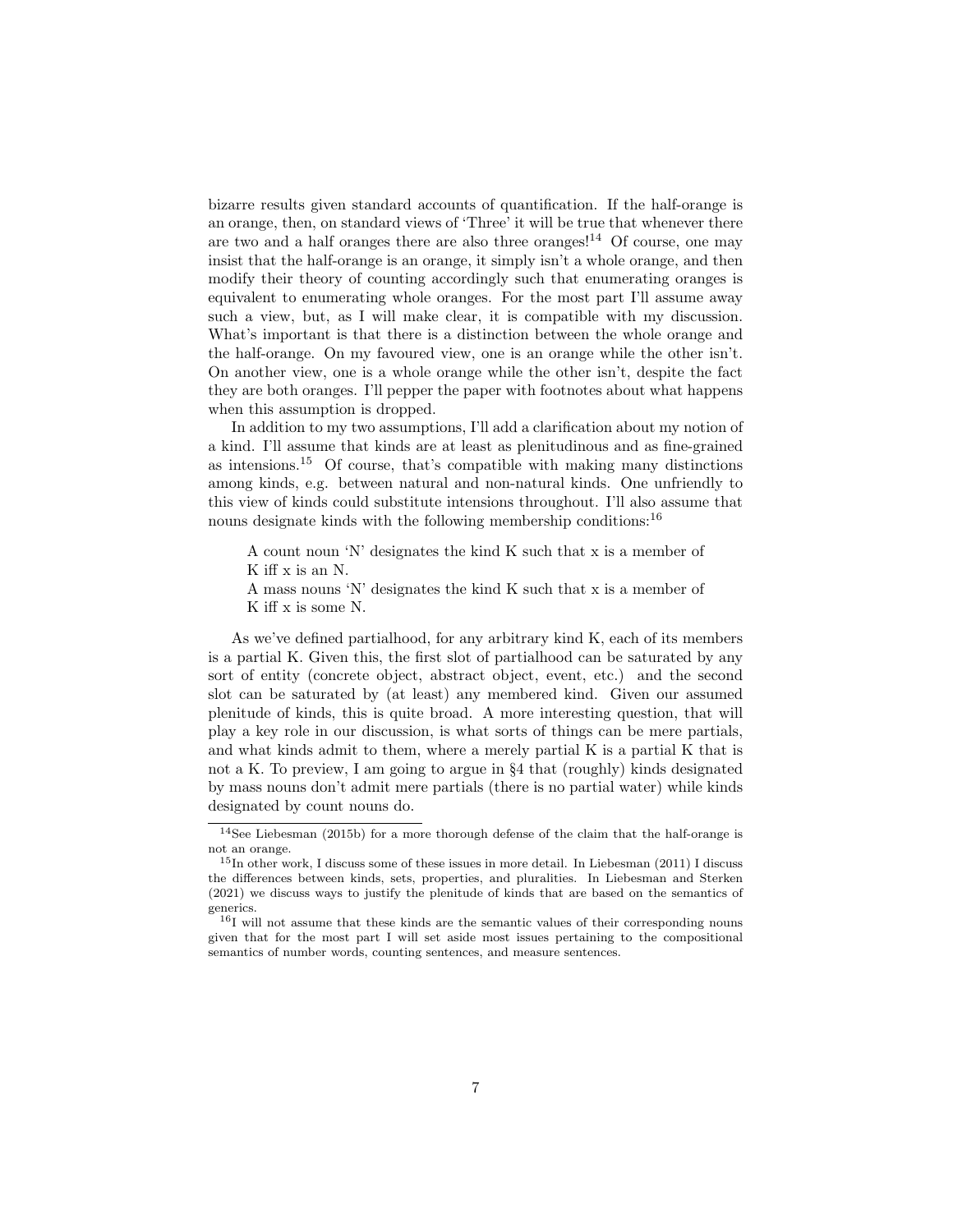bizarre results given standard accounts of quantification. If the half-orange is an orange, then, on standard views of 'Three' it will be true that whenever there are two and a half oranges there are also three oranges![14] Of course, one may insist that the half-orange is an orange, it simply isn't a whole orange, and then modify their theory of counting accordingly such that enumerating oranges is equivalent to enumerating whole oranges. For the most part I'll assume away such a view, but, as I will make clear, it is compatible with my discussion. What's important is that there is a distinction between the whole orange and the half-orange. On my favoured view, one is an orange while the other isn't. On another view, one is a whole orange while the other isn't, despite the fact they are both oranges. I'll pepper the paper with footnotes about what happens when this assumption is dropped.

In addition to my two assumptions, I'll add a clarification about my notion of a kind. I'll assume that kinds are at least as plenitudinous and as fine-grained as intensions.[15] Of course, that's compatible with making many distinctions among kinds, e.g. between natural and non-natural kinds. One unfriendly to this view of kinds could substitute intensions throughout. I'll also assume that nouns designate kinds with the following membership conditions:[16]

> A count noun 'N' designates the kind K such that x is a member of K iff x is an N.
> A mass nouns 'N' designates the kind K such that x is a member of K iff x is some N.

As we've defined partialhood, for any arbitrary kind K, each of its members is a partial K. Given this, the first slot of partialhood can be saturated by any sort of entity (concrete object, abstract object, event, etc.) and the second slot can be saturated by (at least) any membered kind. Given our assumed plenitude of kinds, this is quite broad. A more interesting question, that will play a key role in our discussion, is what sorts of things can be mere partials, and what kinds admit to them, where a merely partial K is a partial K that is not a K. To preview, I am going to argue in §4 that (roughly) kinds designated by mass nouns don't admit mere partials (there is no partial water) while kinds designated by count nouns do.

---

[14] See Liebesman (2015b) for a more thorough defense of the claim that the half-orange is not an orange.

[15] In other work, I discuss some of these issues in more detail. In Liebesman (2011) I discuss the differences between kinds, sets, properties, and pluralities. In Liebesman and Sterken (2021) we discuss ways to justify the plenitude of kinds that are based on the semantics of generics.

[16] I will not assume that these kinds are the semantic values of their corresponding nouns given that for the most part I will set aside most issues pertaining to the compositional semantics of number words, counting sentences, and measure sentences.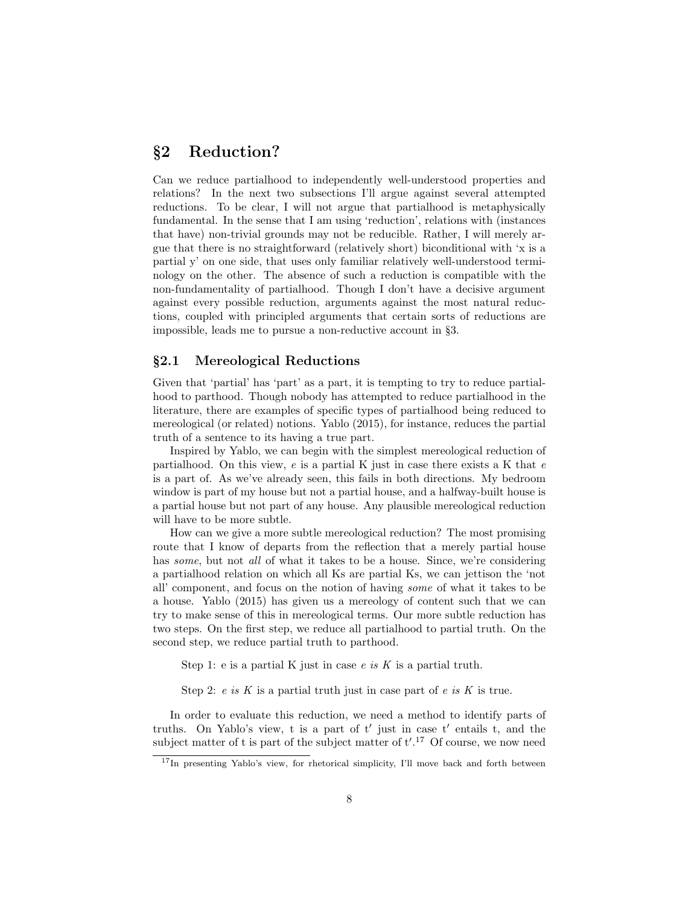## §2 Reduction?

Can we reduce partialhood to independently well-understood properties and relations? In the next two subsections I'll argue against several attempted reductions. To be clear, I will not argue that partialhood is metaphysically fundamental. In the sense that I am using 'reduction', relations with (instances that have) non-trivial grounds may not be reducible. Rather, I will merely argue that there is no straightforward (relatively short) biconditional with 'x is a partial y' on one side, that uses only familiar relatively well-understood terminology on the other. The absence of such a reduction is compatible with the non-fundamentality of partialhood. Though I don't have a decisive argument against every possible reduction, arguments against the most natural reductions, coupled with principled arguments that certain sorts of reductions are impossible, leads me to pursue a non-reductive account in §3.

### §2.1 Mereological Reductions

Given that 'partial' has 'part' as a part, it is tempting to try to reduce partialhood to parthood. Though nobody has attempted to reduce partialhood in the literature, there are examples of specific types of partialhood being reduced to mereological (or related) notions. Yablo (2015), for instance, reduces the partial truth of a sentence to its having a true part.

Inspired by Yablo, we can begin with the simplest mereological reduction of partialhood. On this view, *e* is a partial K just in case there exists a K that *e* is a part of. As we've already seen, this fails in both directions. My bedroom window is part of my house but not a partial house, and a halfway-built house is a partial house but not part of any house. Any plausible mereological reduction will have to be more subtle.

How can we give a more subtle mereological reduction? The most promising route that I know of departs from the reflection that a merely partial house has *some*, but not *all* of what it takes to be a house. Since, we're considering a partialhood relation on which all Ks are partial Ks, we can jettison the 'not all' component, and focus on the notion of having *some* of what it takes to be a house. Yablo (2015) has given us a mereology of content such that we can try to make sense of this in mereological terms. Our more subtle reduction has two steps. On the first step, we reduce all partialhood to partial truth. On the second step, we reduce partial truth to parthood.

> Step 1: e is a partial K just in case *e is K* is a partial truth.

> Step 2: *e is K* is a partial truth just in case part of *e is K* is true.

In order to evaluate this reduction, we need a method to identify parts of truths. On Yablo's view, t is a part of t′ just in case t′ entails t, and the subject matter of t is part of the subject matter of t′.[17] Of course, we now need

[17] In presenting Yablo's view, for rhetorical simplicity, I'll move back and forth between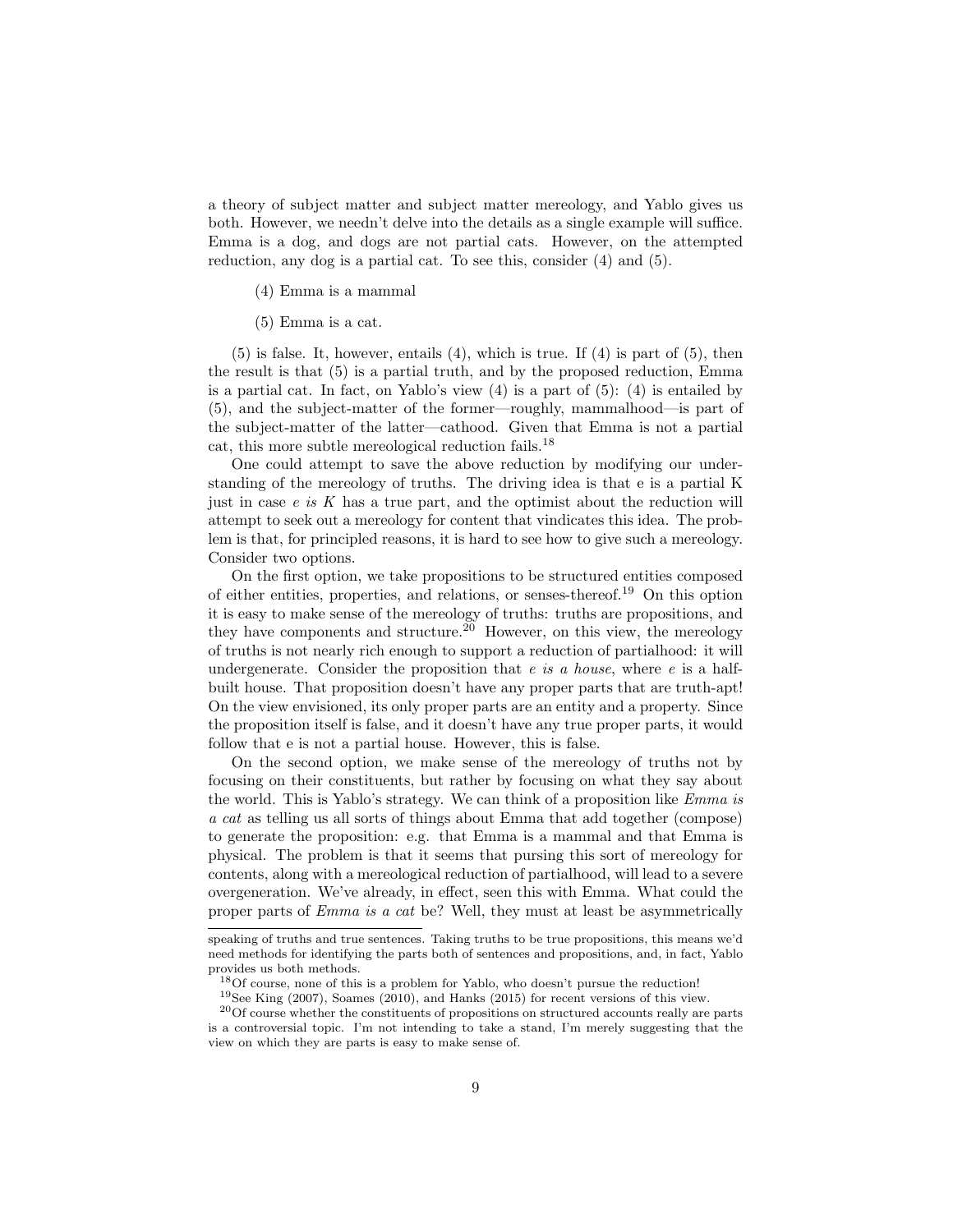a theory of subject matter and subject matter mereology, and Yablo gives us both. However, we needn't delve into the details as a single example will suffice. Emma is a dog, and dogs are not partial cats. However, on the attempted reduction, any dog is a partial cat. To see this, consider (4) and (5).

> (4) Emma is a mammal
>
> (5) Emma is a cat.

(5) is false. It, however, entails (4), which is true. If (4) is part of (5), then the result is that (5) is a partial truth, and by the proposed reduction, Emma is a partial cat. In fact, on Yablo's view (4) is a part of (5): (4) is entailed by (5), and the subject-matter of the former—roughly, mammalhood—is part of the subject-matter of the latter—cathood. Given that Emma is not a partial cat, this more subtle mereological reduction fails.[18]

One could attempt to save the above reduction by modifying our understanding of the mereology of truths. The driving idea is that e is a partial K just in case *e is K* has a true part, and the optimist about the reduction will attempt to seek out a mereology for content that vindicates this idea. The problem is that, for principled reasons, it is hard to see how to give such a mereology. Consider two options.

On the first option, we take propositions to be structured entities composed of either entities, properties, and relations, or senses-thereof.[19] On this option it is easy to make sense of the mereology of truths: truths are propositions, and they have components and structure.[20] However, on this view, the mereology of truths is not nearly rich enough to support a reduction of partialhood: it will undergenerate. Consider the proposition that *e is a house*, where *e* is a half-built house. That proposition doesn't have any proper parts that are truth-apt! On the view envisioned, its only proper parts are an entity and a property. Since the proposition itself is false, and it doesn't have any true proper parts, it would follow that e is not a partial house. However, this is false.

On the second option, we make sense of the mereology of truths not by focusing on their constituents, but rather by focusing on what they say about the world. This is Yablo's strategy. We can think of a proposition like *Emma is a cat* as telling us all sorts of things about Emma that add together (compose) to generate the proposition: e.g. that Emma is a mammal and that Emma is physical. The problem is that it seems that pursing this sort of mereology for contents, along with a mereological reduction of partialhood, will lead to a severe overgeneration. We've already, in effect, seen this with Emma. What could the proper parts of *Emma is a cat* be? Well, they must at least be asymmetrically

---

speaking of truths and true sentences. Taking truths to be true propositions, this means we'd need methods for identifying the parts both of sentences and propositions, and, in fact, Yablo provides us both methods.

[18] Of course, none of this is a problem for Yablo, who doesn't pursue the reduction!

[19] See King (2007), Soames (2010), and Hanks (2015) for recent versions of this view.

[20] Of course whether the constituents of propositions on structured accounts really are parts is a controversial topic. I'm not intending to take a stand, I'm merely suggesting that the view on which they are parts is easy to make sense of.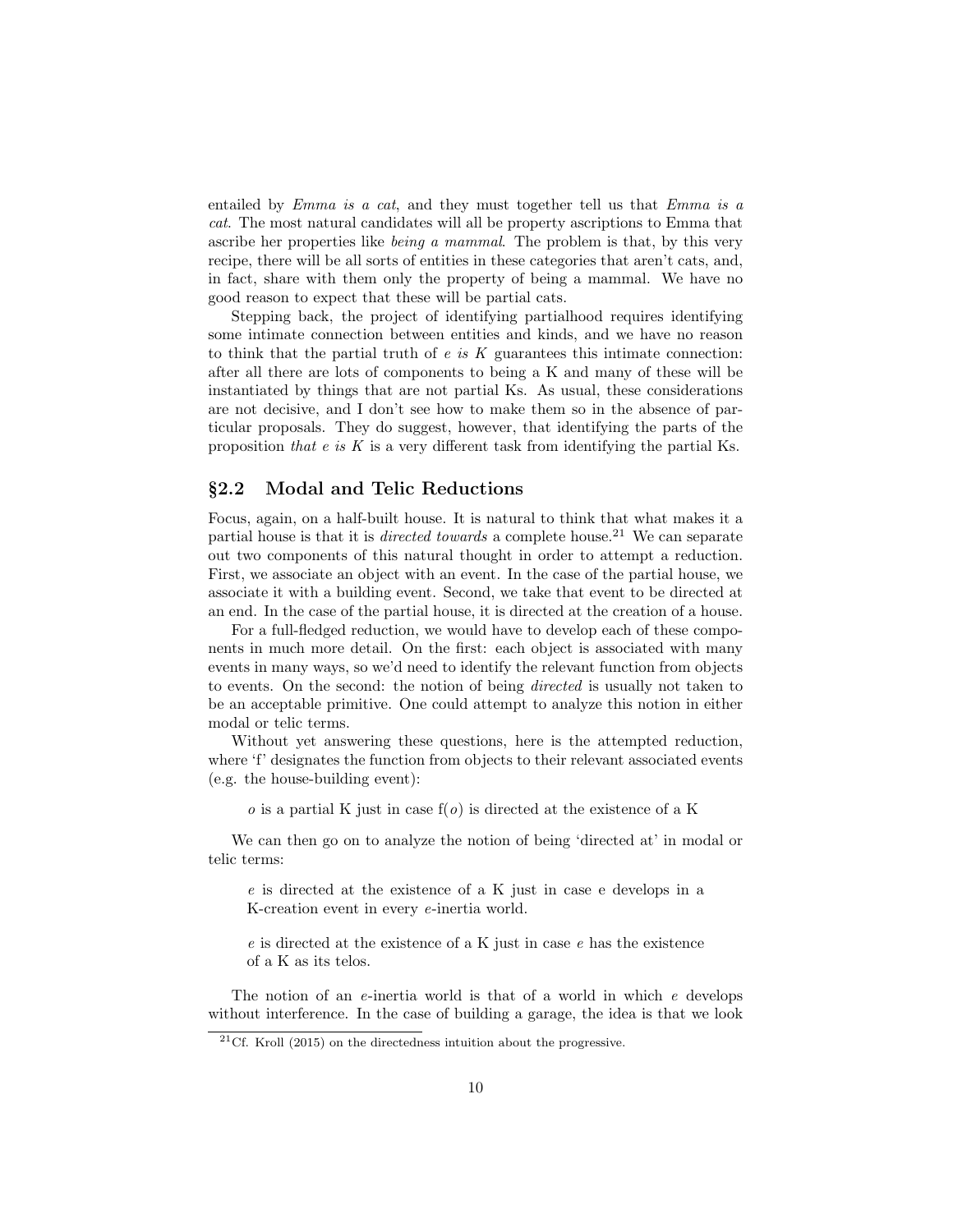entailed by *Emma is a cat*, and they must together tell us that *Emma is a cat*. The most natural candidates will all be property ascriptions to Emma that ascribe her properties like *being a mammal*. The problem is that, by this very recipe, there will be all sorts of entities in these categories that aren't cats, and, in fact, share with them only the property of being a mammal. We have no good reason to expect that these will be partial cats.

Stepping back, the project of identifying partialhood requires identifying some intimate connection between entities and kinds, and we have no reason to think that the partial truth of *e is K* guarantees this intimate connection: after all there are lots of components to being a K and many of these will be instantiated by things that are not partial Ks. As usual, these considerations are not decisive, and I don't see how to make them so in the absence of particular proposals. They do suggest, however, that identifying the parts of the proposition *that e is K* is a very different task from identifying the partial Ks.

## §2.2 Modal and Telic Reductions

Focus, again, on a half-built house. It is natural to think that what makes it a partial house is that it is *directed towards* a complete house.[21] We can separate out two components of this natural thought in order to attempt a reduction. First, we associate an object with an event. In the case of the partial house, we associate it with a building event. Second, we take that event to be directed at an end. In the case of the partial house, it is directed at the creation of a house.

For a full-fledged reduction, we would have to develop each of these components in much more detail. On the first: each object is associated with many events in many ways, so we'd need to identify the relevant function from objects to events. On the second: the notion of being *directed* is usually not taken to be an acceptable primitive. One could attempt to analyze this notion in either modal or telic terms.

Without yet answering these questions, here is the attempted reduction, where 'f' designates the function from objects to their relevant associated events (e.g. the house-building event):

> $o$ is a partial K just in case f($o$) is directed at the existence of a K

We can then go on to analyze the notion of being 'directed at' in modal or telic terms:

> $e$ is directed at the existence of a K just in case e develops in a K-creation event in every $e$-inertia world.

> $e$ is directed at the existence of a K just in case $e$ has the existence of a K as its telos.

The notion of an $e$-inertia world is that of a world in which $e$ develops without interference. In the case of building a garage, the idea is that we look

[21] Cf. Kroll (2015) on the directedness intuition about the progressive.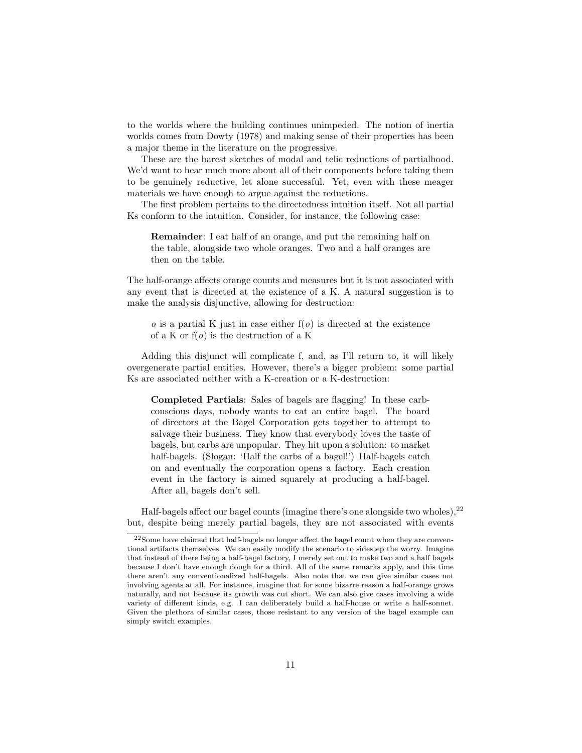to the worlds where the building continues unimpeded. The notion of inertia worlds comes from Dowty (1978) and making sense of their properties has been a major theme in the literature on the progressive.

These are the barest sketches of modal and telic reductions of partialhood. We'd want to hear much more about all of their components before taking them to be genuinely reductive, let alone successful. Yet, even with these meager materials we have enough to argue against the reductions.

The first problem pertains to the directedness intuition itself. Not all partial Ks conform to the intuition. Consider, for instance, the following case:

> **Remainder**: I eat half of an orange, and put the remaining half on the table, alongside two whole oranges. Two and a half oranges are then on the table.

The half-orange affects orange counts and measures but it is not associated with any event that is directed at the existence of a K. A natural suggestion is to make the analysis disjunctive, allowing for destruction:

> $o$ is a partial K just in case either f($o$) is directed at the existence of a K or f($o$) is the destruction of a K

Adding this disjunct will complicate f, and, as I'll return to, it will likely overgenerate partial entities. However, there's a bigger problem: some partial Ks are associated neither with a K-creation or a K-destruction:

> **Completed Partials**: Sales of bagels are flagging! In these carb-conscious days, nobody wants to eat an entire bagel. The board of directors at the Bagel Corporation gets together to attempt to salvage their business. They know that everybody loves the taste of bagels, but carbs are unpopular. They hit upon a solution: to market half-bagels. (Slogan: 'Half the carbs of a bagel!') Half-bagels catch on and eventually the corporation opens a factory. Each creation event in the factory is aimed squarely at producing a half-bagel. After all, bagels don't sell.

Half-bagels affect our bagel counts (imagine there's one alongside two wholes),[22] but, despite being merely partial bagels, they are not associated with events

[22] Some have claimed that half-bagels no longer affect the bagel count when they are conventional artifacts themselves. We can easily modify the scenario to sidestep the worry. Imagine that instead of there being a half-bagel factory, I merely set out to make two and a half bagels because I don't have enough dough for a third. All of the same remarks apply, and this time there aren't any conventionalized half-bagels. Also note that we can give similar cases not involving agents at all. For instance, imagine that for some bizarre reason a half-orange grows naturally, and not because its growth was cut short. We can also give cases involving a wide variety of different kinds, e.g. I can deliberately build a half-house or write a half-sonnet. Given the plethora of similar cases, those resistant to any version of the bagel example can simply switch examples.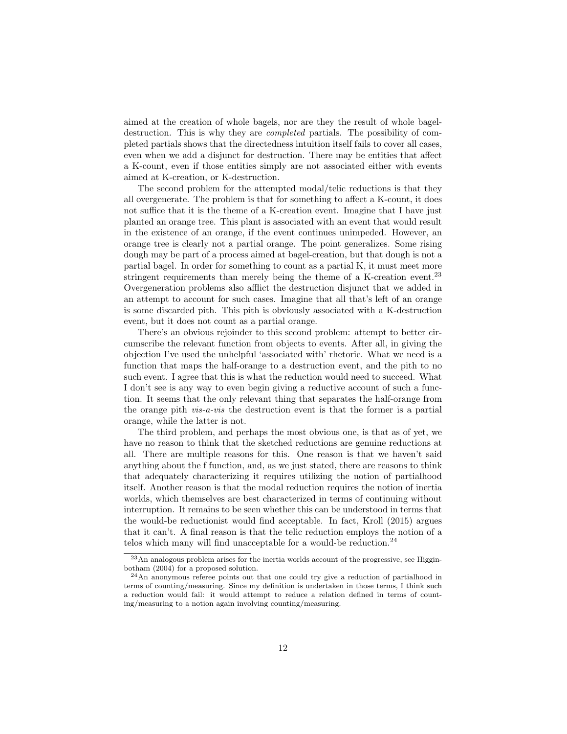aimed at the creation of whole bagels, nor are they the result of whole bagel-destruction. This is why they are *completed* partials. The possibility of completed partials shows that the directedness intuition itself fails to cover all cases, even when we add a disjunct for destruction. There may be entities that affect a K-count, even if those entities simply are not associated either with events aimed at K-creation, or K-destruction.

The second problem for the attempted modal/telic reductions is that they all overgenerate. The problem is that for something to affect a K-count, it does not suffice that it is the theme of a K-creation event. Imagine that I have just planted an orange tree. This plant is associated with an event that would result in the existence of an orange, if the event continues unimpeded. However, an orange tree is clearly not a partial orange. The point generalizes. Some rising dough may be part of a process aimed at bagel-creation, but that dough is not a partial bagel. In order for something to count as a partial K, it must meet more stringent requirements than merely being the theme of a K-creation event.[23] Overgeneration problems also afflict the destruction disjunct that we added in an attempt to account for such cases. Imagine that all that's left of an orange is some discarded pith. This pith is obviously associated with a K-destruction event, but it does not count as a partial orange.

There's an obvious rejoinder to this second problem: attempt to better circumscribe the relevant function from objects to events. After all, in giving the objection I've used the unhelpful 'associated with' rhetoric. What we need is a function that maps the half-orange to a destruction event, and the pith to no such event. I agree that this is what the reduction would need to succeed. What I don't see is any way to even begin giving a reductive account of such a function. It seems that the only relevant thing that separates the half-orange from the orange pith *vis-a-vis* the destruction event is that the former is a partial orange, while the latter is not.

The third problem, and perhaps the most obvious one, is that as of yet, we have no reason to think that the sketched reductions are genuine reductions at all. There are multiple reasons for this. One reason is that we haven't said anything about the f function, and, as we just stated, there are reasons to think that adequately characterizing it requires utilizing the notion of partialhood itself. Another reason is that the modal reduction requires the notion of inertia worlds, which themselves are best characterized in terms of continuing without interruption. It remains to be seen whether this can be understood in terms that the would-be reductionist would find acceptable. In fact, Kroll (2015) argues that it can't. A final reason is that the telic reduction employs the notion of a telos which many will find unacceptable for a would-be reduction.[24]

[23] An analogous problem arises for the inertia worlds account of the progressive, see Higginbotham (2004) for a proposed solution.

[24] An anonymous referee points out that one could try give a reduction of partialhood in terms of counting/measuring. Since my definition is undertaken in those terms, I think such a reduction would fail: it would attempt to reduce a relation defined in terms of counting/measuring to a notion again involving counting/measuring.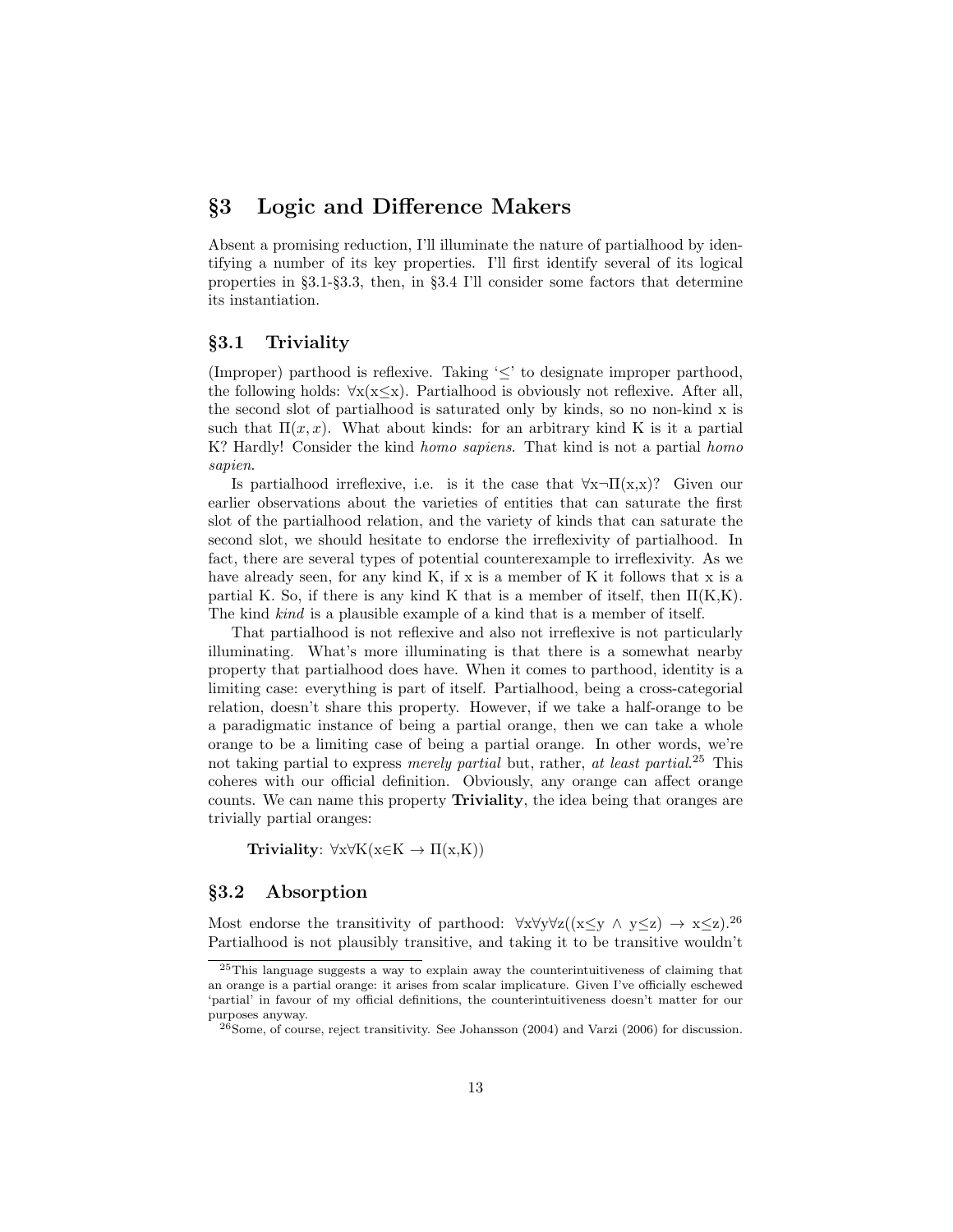# §3 Logic and Difference Makers

Absent a promising reduction, I'll illuminate the nature of partialhood by identifying a number of its key properties. I'll first identify several of its logical properties in §3.1-§3.3, then, in §3.4 I'll consider some factors that determine its instantiation.

## §3.1 Triviality

(Improper) parthood is reflexive. Taking '$\leq$' to designate improper parthood, the following holds: $\forall x(x \leq x)$. Partialhood is obviously not reflexive. After all, the second slot of partialhood is saturated only by kinds, so no non-kind x is such that $\Pi(x, x)$. What about kinds: for an arbitrary kind K is it a partial K? Hardly! Consider the kind *homo sapiens*. That kind is not a partial *homo sapien*.

Is partialhood irreflexive, i.e. is it the case that $\forall x \neg \Pi(x,x)$? Given our earlier observations about the varieties of entities that can saturate the first slot of the partialhood relation, and the variety of kinds that can saturate the second slot, we should hesitate to endorse the irreflexivity of partialhood. In fact, there are several types of potential counterexample to irreflexivity. As we have already seen, for any kind K, if x is a member of K it follows that x is a partial K. So, if there is any kind K that is a member of itself, then $\Pi(K,K)$. The kind *kind* is a plausible example of a kind that is a member of itself.

That partialhood is not reflexive and also not irreflexive is not particularly illuminating. What's more illuminating is that there is a somewhat nearby property that partialhood does have. When it comes to parthood, identity is a limiting case: everything is part of itself. Partialhood, being a cross-categorial relation, doesn't share this property. However, if we take a half-orange to be a paradigmatic instance of being a partial orange, then we can take a whole orange to be a limiting case of being a partial orange. In other words, we're not taking partial to express *merely partial* but, rather, *at least partial*.[25] This coheres with our official definition. Obviously, any orange can affect orange counts. We can name this property **Triviality**, the idea being that oranges are trivially partial oranges:

> **Triviality**: $\forall x \forall K(x \in K \rightarrow \Pi(x,K))$

## §3.2 Absorption

Most endorse the transitivity of parthood: $\forall x \forall y \forall z((x \leq y \land y \leq z) \rightarrow x \leq z)$.[26] Partialhood is not plausibly transitive, and taking it to be transitive wouldn't

---

[25] This language suggests a way to explain away the counterintuitiveness of claiming that an orange is a partial orange: it arises from scalar implicature. Given I've officially eschewed 'partial' in favour of my official definitions, the counterintuitiveness doesn't matter for our purposes anyway.

[26] Some, of course, reject transitivity. See Johansson (2004) and Varzi (2006) for discussion.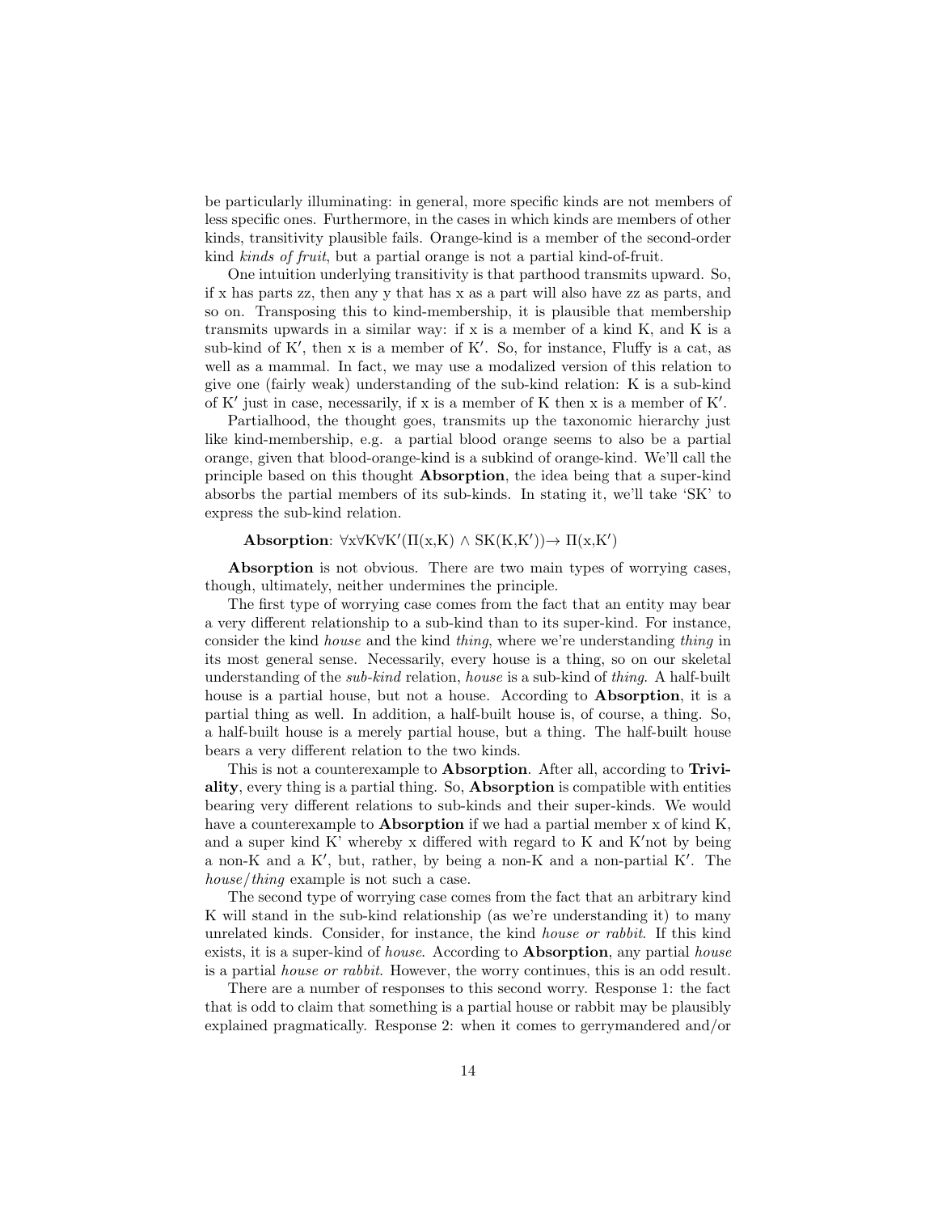be particularly illuminating: in general, more specific kinds are not members of less specific ones. Furthermore, in the cases in which kinds are members of other kinds, transitivity plausible fails. Orange-kind is a member of the second-order kind *kinds of fruit*, but a partial orange is not a partial kind-of-fruit.

One intuition underlying transitivity is that parthood transmits upward. So, if x has parts zz, then any y that has x as a part will also have zz as parts, and so on. Transposing this to kind-membership, it is plausible that membership transmits upwards in a similar way: if x is a member of a kind K, and K is a sub-kind of K′, then x is a member of K′. So, for instance, Fluffy is a cat, as well as a mammal. In fact, we may use a modalized version of this relation to give one (fairly weak) understanding of the sub-kind relation: K is a sub-kind of K′ just in case, necessarily, if x is a member of K then x is a member of K′.

Partialhood, the thought goes, transmits up the taxonomic hierarchy just like kind-membership, e.g. a partial blood orange seems to also be a partial orange, given that blood-orange-kind is a subkind of orange-kind. We'll call the principle based on this thought **Absorption**, the idea being that a super-kind absorbs the partial members of its sub-kinds. In stating it, we'll take 'SK' to express the sub-kind relation.

**Absorption**: $\forall x \forall K \forall K'(\Pi(x,K) \wedge SK(K,K')) \rightarrow \Pi(x,K')$

**Absorption** is not obvious. There are two main types of worrying cases, though, ultimately, neither undermines the principle.

The first type of worrying case comes from the fact that an entity may bear a very different relationship to a sub-kind than to its super-kind. For instance, consider the kind *house* and the kind *thing*, where we're understanding *thing* in its most general sense. Necessarily, every house is a thing, so on our skeletal understanding of the *sub-kind* relation, *house* is a sub-kind of *thing*. A half-built house is a partial house, but not a house. According to **Absorption**, it is a partial thing as well. In addition, a half-built house is, of course, a thing. So, a half-built house is a merely partial house, but a thing. The half-built house bears a very different relation to the two kinds.

This is not a counterexample to **Absorption**. After all, according to **Triviality**, every thing is a partial thing. So, **Absorption** is compatible with entities bearing very different relations to sub-kinds and their super-kinds. We would have a counterexample to **Absorption** if we had a partial member x of kind K, and a super kind K' whereby x differed with regard to K and K′not by being a non-K and a K′, but, rather, by being a non-K and a non-partial K′. The *house*/*thing* example is not such a case.

The second type of worrying case comes from the fact that an arbitrary kind K will stand in the sub-kind relationship (as we're understanding it) to many unrelated kinds. Consider, for instance, the kind *house or rabbit*. If this kind exists, it is a super-kind of *house*. According to **Absorption**, any partial *house* is a partial *house or rabbit*. However, the worry continues, this is an odd result.

There are a number of responses to this second worry. Response 1: the fact that is odd to claim that something is a partial house or rabbit may be plausibly explained pragmatically. Response 2: when it comes to gerrymandered and/or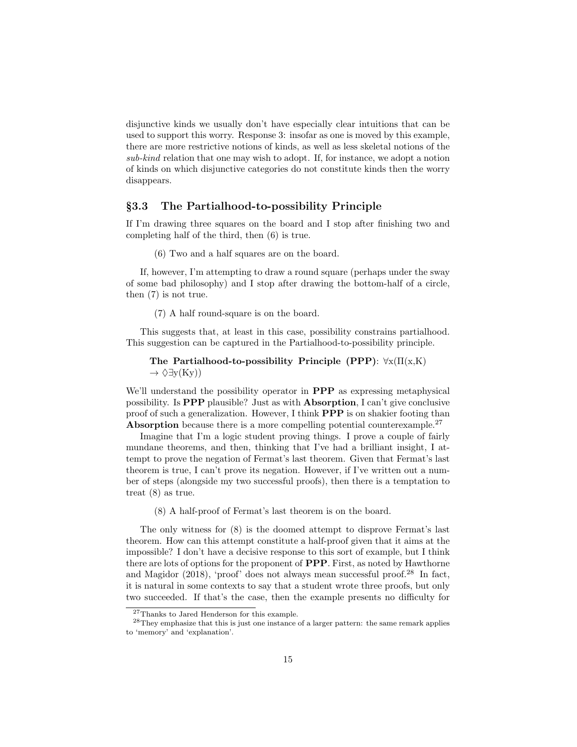disjunctive kinds we usually don't have especially clear intuitions that can be used to support this worry. Response 3: insofar as one is moved by this example, there are more restrictive notions of kinds, as well as less skeletal notions of the *sub-kind* relation that one may wish to adopt. If, for instance, we adopt a notion of kinds on which disjunctive categories do not constitute kinds then the worry disappears.

## §3.3 The Partialhood-to-possibility Principle

If I'm drawing three squares on the board and I stop after finishing two and completing half of the third, then (6) is true.

> (6) Two and a half squares are on the board.

If, however, I'm attempting to draw a round square (perhaps under the sway of some bad philosophy) and I stop after drawing the bottom-half of a circle, then (7) is not true.

> (7) A half round-square is on the board.

This suggests that, at least in this case, possibility constrains partialhood. This suggestion can be captured in the Partialhood-to-possibility principle.

> **The Partialhood-to-possibility Principle (PPP)**: $\forall x(\Pi(x,K) \rightarrow \Diamond\exists y(Ky))$

We'll understand the possibility operator in **PPP** as expressing metaphysical possibility. Is **PPP** plausible? Just as with **Absorption**, I can't give conclusive proof of such a generalization. However, I think **PPP** is on shakier footing than **Absorption** because there is a more compelling potential counterexample.[27]

Imagine that I'm a logic student proving things. I prove a couple of fairly mundane theorems, and then, thinking that I've had a brilliant insight, I attempt to prove the negation of Fermat's last theorem. Given that Fermat's last theorem is true, I can't prove its negation. However, if I've written out a number of steps (alongside my two successful proofs), then there is a temptation to treat (8) as true.

> (8) A half-proof of Fermat's last theorem is on the board.

The only witness for (8) is the doomed attempt to disprove Fermat's last theorem. How can this attempt constitute a half-proof given that it aims at the impossible? I don't have a decisive response to this sort of example, but I think there are lots of options for the proponent of **PPP**. First, as noted by Hawthorne and Magidor (2018), 'proof' does not always mean successful proof.[28] In fact, it is natural in some contexts to say that a student wrote three proofs, but only two succeeded. If that's the case, then the example presents no difficulty for

[27] Thanks to Jared Henderson for this example.

[28] They emphasize that this is just one instance of a larger pattern: the same remark applies to 'memory' and 'explanation'.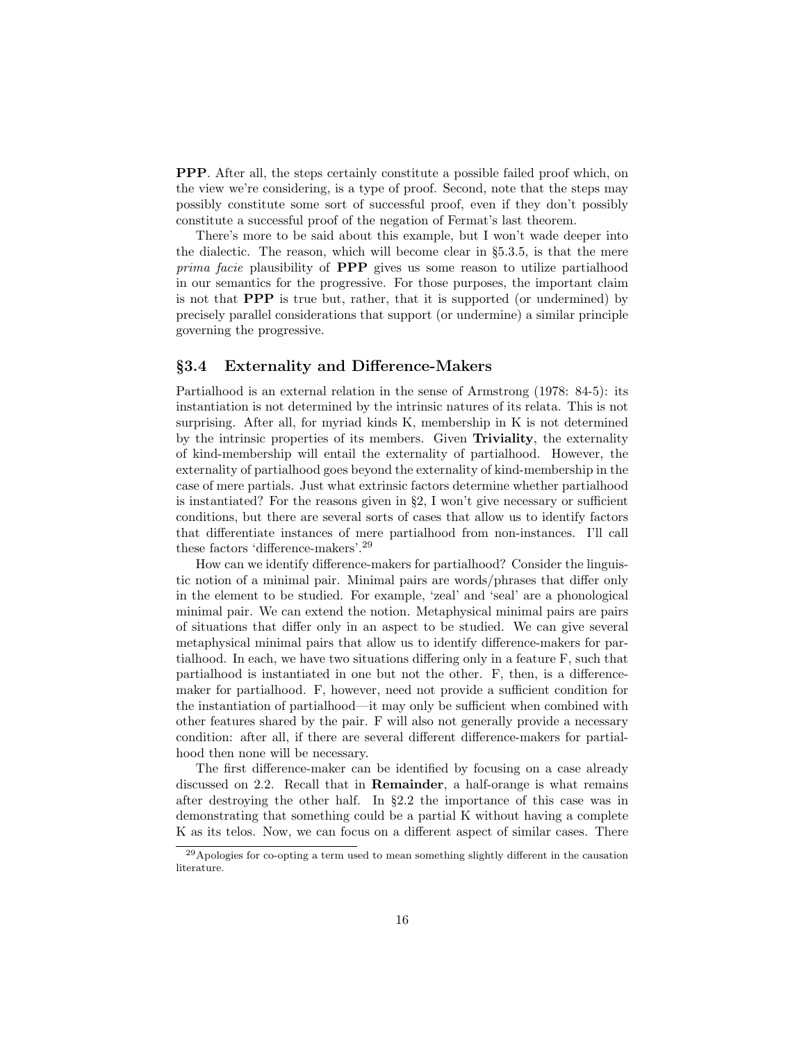**PPP**. After all, the steps certainly constitute a possible failed proof which, on the view we're considering, is a type of proof. Second, note that the steps may possibly constitute some sort of successful proof, even if they don't possibly constitute a successful proof of the negation of Fermat's last theorem.

There's more to be said about this example, but I won't wade deeper into the dialectic. The reason, which will become clear in §5.3.5, is that the mere *prima facie* plausibility of **PPP** gives us some reason to utilize partialhood in our semantics for the progressive. For those purposes, the important claim is not that **PPP** is true but, rather, that it is supported (or undermined) by precisely parallel considerations that support (or undermine) a similar principle governing the progressive.

## §3.4 Externality and Difference-Makers

Partialhood is an external relation in the sense of Armstrong (1978: 84-5): its instantiation is not determined by the intrinsic natures of its relata. This is not surprising. After all, for myriad kinds K, membership in K is not determined by the intrinsic properties of its members. Given **Triviality**, the externality of kind-membership will entail the externality of partialhood. However, the externality of partialhood goes beyond the externality of kind-membership in the case of mere partials. Just what extrinsic factors determine whether partialhood is instantiated? For the reasons given in §2, I won't give necessary or sufficient conditions, but there are several sorts of cases that allow us to identify factors that differentiate instances of mere partialhood from non-instances. I'll call these factors 'difference-makers'.[29]

How can we identify difference-makers for partialhood? Consider the linguistic notion of a minimal pair. Minimal pairs are words/phrases that differ only in the element to be studied. For example, 'zeal' and 'seal' are a phonological minimal pair. We can extend the notion. Metaphysical minimal pairs are pairs of situations that differ only in an aspect to be studied. We can give several metaphysical minimal pairs that allow us to identify difference-makers for partialhood. In each, we have two situations differing only in a feature F, such that partialhood is instantiated in one but not the other. F, then, is a difference-maker for partialhood. F, however, need not provide a sufficient condition for the instantiation of partialhood—it may only be sufficient when combined with other features shared by the pair. F will also not generally provide a necessary condition: after all, if there are several different difference-makers for partialhood then none will be necessary.

The first difference-maker can be identified by focusing on a case already discussed on 2.2. Recall that in **Remainder**, a half-orange is what remains after destroying the other half. In §2.2 the importance of this case was in demonstrating that something could be a partial K without having a complete K as its telos. Now, we can focus on a different aspect of similar cases. There

[29] Apologies for co-opting a term used to mean something slightly different in the causation literature.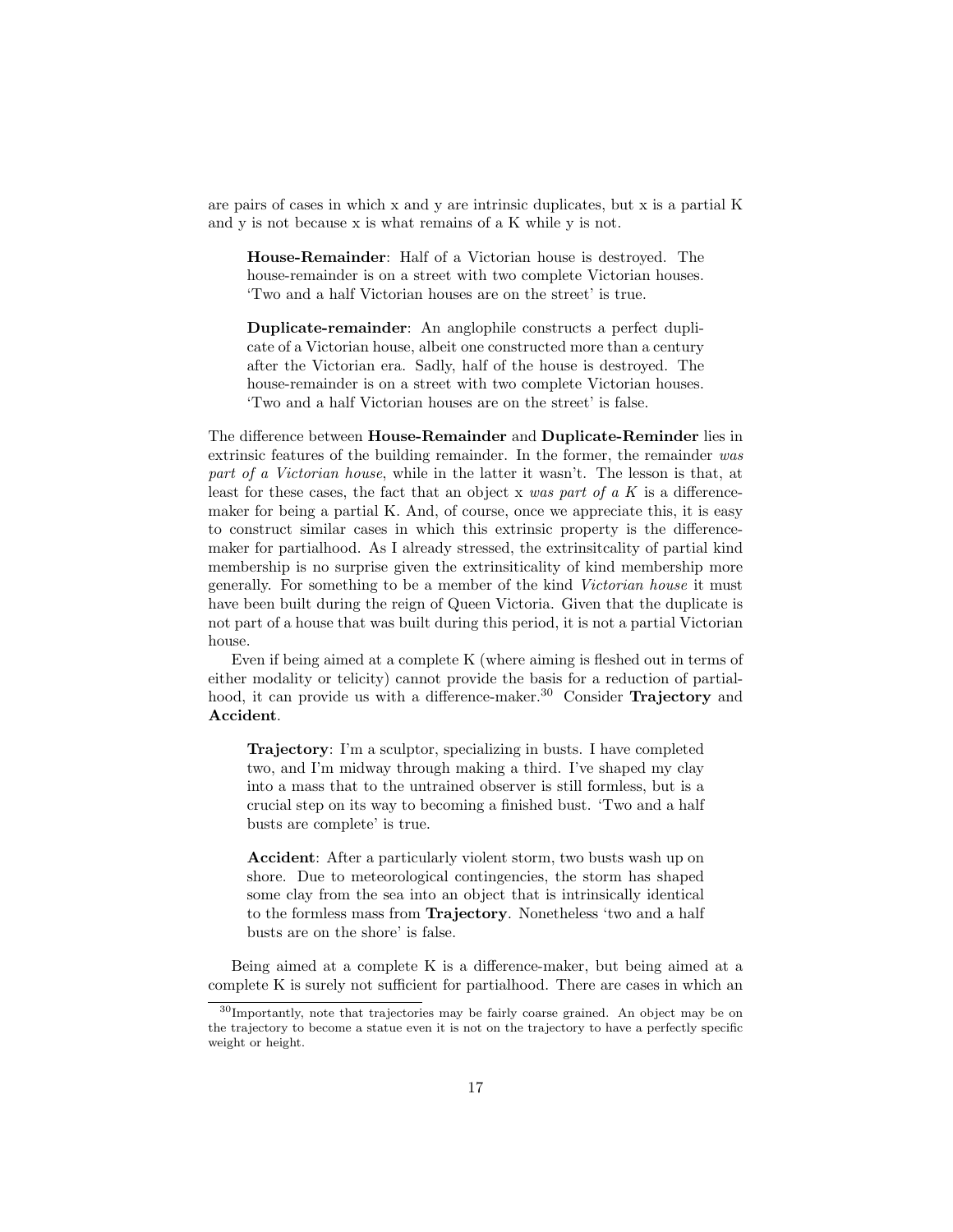are pairs of cases in which x and y are intrinsic duplicates, but x is a partial K and y is not because x is what remains of a K while y is not.

> **House-Remainder**: Half of a Victorian house is destroyed. The house-remainder is on a street with two complete Victorian houses. 'Two and a half Victorian houses are on the street' is true.

> **Duplicate-remainder**: An anglophile constructs a perfect duplicate of a Victorian house, albeit one constructed more than a century after the Victorian era. Sadly, half of the house is destroyed. The house-remainder is on a street with two complete Victorian houses. 'Two and a half Victorian houses are on the street' is false.

The difference between **House-Remainder** and **Duplicate-Reminder** lies in extrinsic features of the building remainder. In the former, the remainder *was part of a Victorian house*, while in the latter it wasn't. The lesson is that, at least for these cases, the fact that an object x *was part of a K* is a difference-maker for being a partial K. And, of course, once we appreciate this, it is easy to construct similar cases in which this extrinsic property is the difference-maker for partialhood. As I already stressed, the extrinsitcality of partial kind membership is no surprise given the extrinsiticality of kind membership more generally. For something to be a member of the kind *Victorian house* it must have been built during the reign of Queen Victoria. Given that the duplicate is not part of a house that was built during this period, it is not a partial Victorian house.

Even if being aimed at a complete K (where aiming is fleshed out in terms of either modality or telicity) cannot provide the basis for a reduction of partialhood, it can provide us with a difference-maker.[30] Consider **Trajectory** and **Accident**.

> **Trajectory**: I'm a sculptor, specializing in busts. I have completed two, and I'm midway through making a third. I've shaped my clay into a mass that to the untrained observer is still formless, but is a crucial step on its way to becoming a finished bust. 'Two and a half busts are complete' is true.

> **Accident**: After a particularly violent storm, two busts wash up on shore. Due to meteorological contingencies, the storm has shaped some clay from the sea into an object that is intrinsically identical to the formless mass from **Trajectory**. Nonetheless 'two and a half busts are on the shore' is false.

Being aimed at a complete K is a difference-maker, but being aimed at a complete K is surely not sufficient for partialhood. There are cases in which an

[30] Importantly, note that trajectories may be fairly coarse grained. An object may be on the trajectory to become a statue even it is not on the trajectory to have a perfectly specific weight or height.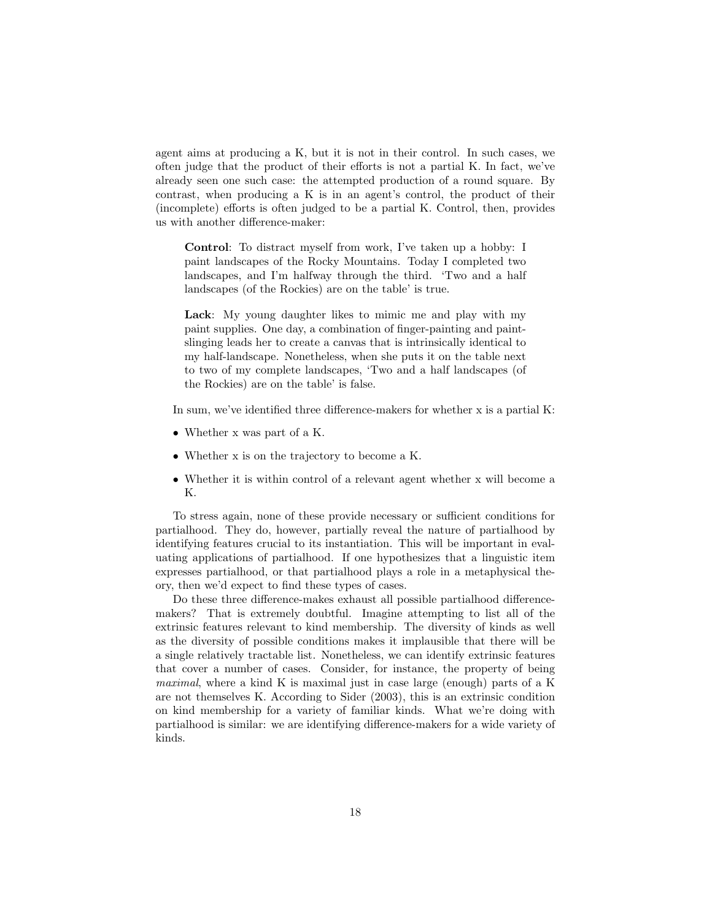agent aims at producing a K, but it is not in their control. In such cases, we often judge that the product of their efforts is not a partial K. In fact, we've already seen one such case: the attempted production of a round square. By contrast, when producing a K is in an agent's control, the product of their (incomplete) efforts is often judged to be a partial K. Control, then, provides us with another difference-maker:

> **Control**: To distract myself from work, I've taken up a hobby: I paint landscapes of the Rocky Mountains. Today I completed two landscapes, and I'm halfway through the third. 'Two and a half landscapes (of the Rockies) are on the table' is true.
>
> **Lack**: My young daughter likes to mimic me and play with my paint supplies. One day, a combination of finger-painting and paint-slinging leads her to create a canvas that is intrinsically identical to my half-landscape. Nonetheless, when she puts it on the table next to two of my complete landscapes, 'Two and a half landscapes (of the Rockies) are on the table' is false.

In sum, we've identified three difference-makers for whether x is a partial K:

- Whether x was part of a K.
- Whether x is on the trajectory to become a K.
- Whether it is within control of a relevant agent whether x will become a K.

To stress again, none of these provide necessary or sufficient conditions for partialhood. They do, however, partially reveal the nature of partialhood by identifying features crucial to its instantiation. This will be important in evaluating applications of partialhood. If one hypothesizes that a linguistic item expresses partialhood, or that partialhood plays a role in a metaphysical theory, then we'd expect to find these types of cases.

Do these three difference-makes exhaust all possible partialhood difference-makers? That is extremely doubtful. Imagine attempting to list all of the extrinsic features relevant to kind membership. The diversity of kinds as well as the diversity of possible conditions makes it implausible that there will be a single relatively tractable list. Nonetheless, we can identify extrinsic features that cover a number of cases. Consider, for instance, the property of being *maximal*, where a kind K is maximal just in case large (enough) parts of a K are not themselves K. According to Sider (2003), this is an extrinsic condition on kind membership for a variety of familiar kinds. What we're doing with partialhood is similar: we are identifying difference-makers for a wide variety of kinds.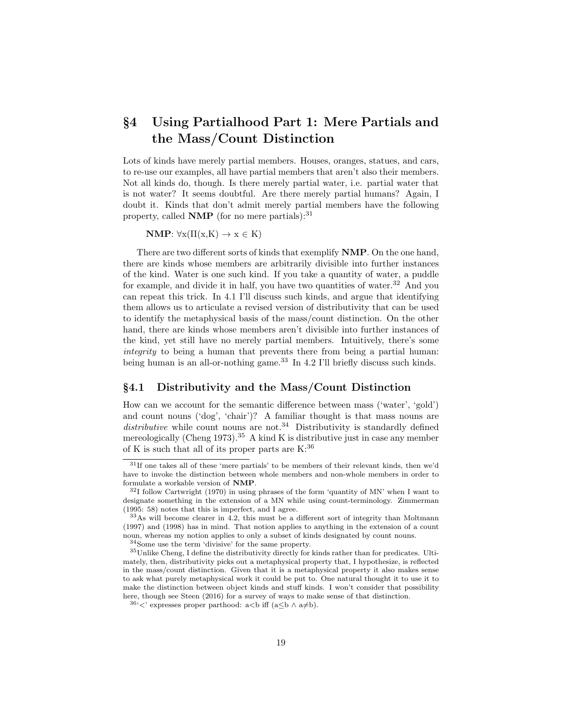# §4 Using Partialhood Part 1: Mere Partials and the Mass/Count Distinction

Lots of kinds have merely partial members. Houses, oranges, statues, and cars, to re-use our examples, all have partial members that aren't also their members. Not all kinds do, though. Is there merely partial water, i.e. partial water that is not water? It seems doubtful. Are there merely partial humans? Again, I doubt it. Kinds that don't admit merely partial members have the following property, called **NMP** (for no mere partials):[31]

**NMP**: $\forall$x($\Pi$(x,K) $\rightarrow$ x $\in$ K)

There are two different sorts of kinds that exemplify **NMP**. On the one hand, there are kinds whose members are arbitrarily divisible into further instances of the kind. Water is one such kind. If you take a quantity of water, a puddle for example, and divide it in half, you have two quantities of water.[32] And you can repeat this trick. In 4.1 I'll discuss such kinds, and argue that identifying them allows us to articulate a revised version of distributivity that can be used to identify the metaphysical basis of the mass/count distinction. On the other hand, there are kinds whose members aren't divisible into further instances of the kind, yet still have no merely partial members. Intuitively, there's some *integrity* to being a human that prevents there from being a partial human: being human is an all-or-nothing game.[33] In 4.2 I'll briefly discuss such kinds.

## §4.1 Distributivity and the Mass/Count Distinction

How can we account for the semantic difference between mass ('water', 'gold') and count nouns ('dog', 'chair')? A familiar thought is that mass nouns are *distributive* while count nouns are not.[34] Distributivity is standardly defined mereologically (Cheng 1973).[35] A kind K is distributive just in case any member of K is such that all of its proper parts are K:[36]

---

[31] If one takes all of these 'mere partials' to be members of their relevant kinds, then we'd have to invoke the distinction between whole members and non-whole members in order to formulate a workable version of **NMP**.

[32] I follow Cartwright (1970) in using phrases of the form 'quantity of MN' when I want to designate something in the extension of a MN while using count-terminology. Zimmerman (1995: 58) notes that this is imperfect, and I agree.

[33] As will become clearer in 4.2, this must be a different sort of integrity than Moltmann (1997) and (1998) has in mind. That notion applies to anything in the extension of a count noun, whereas my notion applies to only a subset of kinds designated by count nouns.

[34] Some use the term 'divisive' for the same property.

[35] Unlike Cheng, I define the distributivity directly for kinds rather than for predicates. Ultimately, then, distributivity picks out a metaphysical property that, I hypothesize, is reflected in the mass/count distinction. Given that it is a metaphysical property it also makes sense to ask what purely metaphysical work it could be put to. One natural thought it to use it to make the distinction between object kinds and stuff kinds. I won't consider that possibility here, though see Steen (2016) for a survey of ways to make sense of that distinction.

[36] '<' expresses proper parthood: a<b iff (a$\leq$b $\wedge$ a$\neq$b).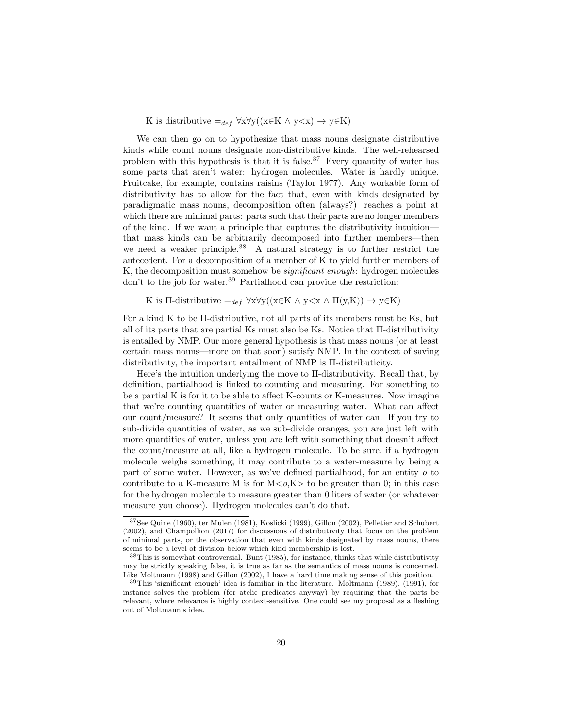K is distributive $=_{def}$ $\forall x \forall y((x \in K \wedge y < x) \rightarrow y \in K)$

We can then go on to hypothesize that mass nouns designate distributive kinds while count nouns designate non-distributive kinds. The well-rehearsed problem with this hypothesis is that it is false.[37] Every quantity of water has some parts that aren't water: hydrogen molecules. Water is hardly unique. Fruitcake, for example, contains raisins (Taylor 1977). Any workable form of distributivity has to allow for the fact that, even with kinds designated by paradigmatic mass nouns, decomposition often (always?) reaches a point at which there are minimal parts: parts such that their parts are no longer members of the kind. If we want a principle that captures the distributivity intuition—that mass kinds can be arbitrarily decomposed into further members—then we need a weaker principle.[38] A natural strategy is to further restrict the antecedent. For a decomposition of a member of K to yield further members of K, the decomposition must somehow be *significant enough*: hydrogen molecules don't to the job for water.[39] Partialhood can provide the restriction:

K is Π-distributive $=_{def}$ $\forall x \forall y((x \in K \wedge y < x \wedge \Pi(y,K)) \rightarrow y \in K)$

For a kind K to be Π-distributive, not all parts of its members must be Ks, but all of its parts that are partial Ks must also be Ks. Notice that Π-distributivity is entailed by NMP. Our more general hypothesis is that mass nouns (or at least certain mass nouns—more on that soon) satisfy NMP. In the context of saving distributivity, the important entailment of NMP is Π-distributicity.

Here's the intuition underlying the move to Π-distributivity. Recall that, by definition, partialhood is linked to counting and measuring. For something to be a partial K is for it to be able to affect K-counts or K-measures. Now imagine that we're counting quantities of water or measuring water. What can affect our count/measure? It seems that only quantities of water can. If you try to sub-divide quantities of water, as we sub-divide oranges, you are just left with more quantities of water, unless you are left with something that doesn't affect the count/measure at all, like a hydrogen molecule. To be sure, if a hydrogen molecule weighs something, it may contribute to a water-measure by being a part of some water. However, as we've defined partialhood, for an entity $o$ to contribute to a K-measure M is for M<$o$,K> to be greater than 0; in this case for the hydrogen molecule to measure greater than 0 liters of water (or whatever measure you choose). Hydrogen molecules can't do that.

[37] See Quine (1960), ter Mulen (1981), Koslicki (1999), Gillon (2002), Pelletier and Schubert (2002), and Champollion (2017) for discussions of distributivity that focus on the problem of minimal parts, or the observation that even with kinds designated by mass nouns, there seems to be a level of division below which kind membership is lost.

[38] This is somewhat controversial. Bunt (1985), for instance, thinks that while distributivity may be strictly speaking false, it is true as far as the semantics of mass nouns is concerned. Like Moltmann (1998) and Gillon (2002), I have a hard time making sense of this position.

[39] This 'significant enough' idea is familiar in the literature. Moltmann (1989), (1991), for instance solves the problem (for atelic predicates anyway) by requiring that the parts be relevant, where relevance is highly context-sensitive. One could see my proposal as a fleshing out of Moltmann's idea.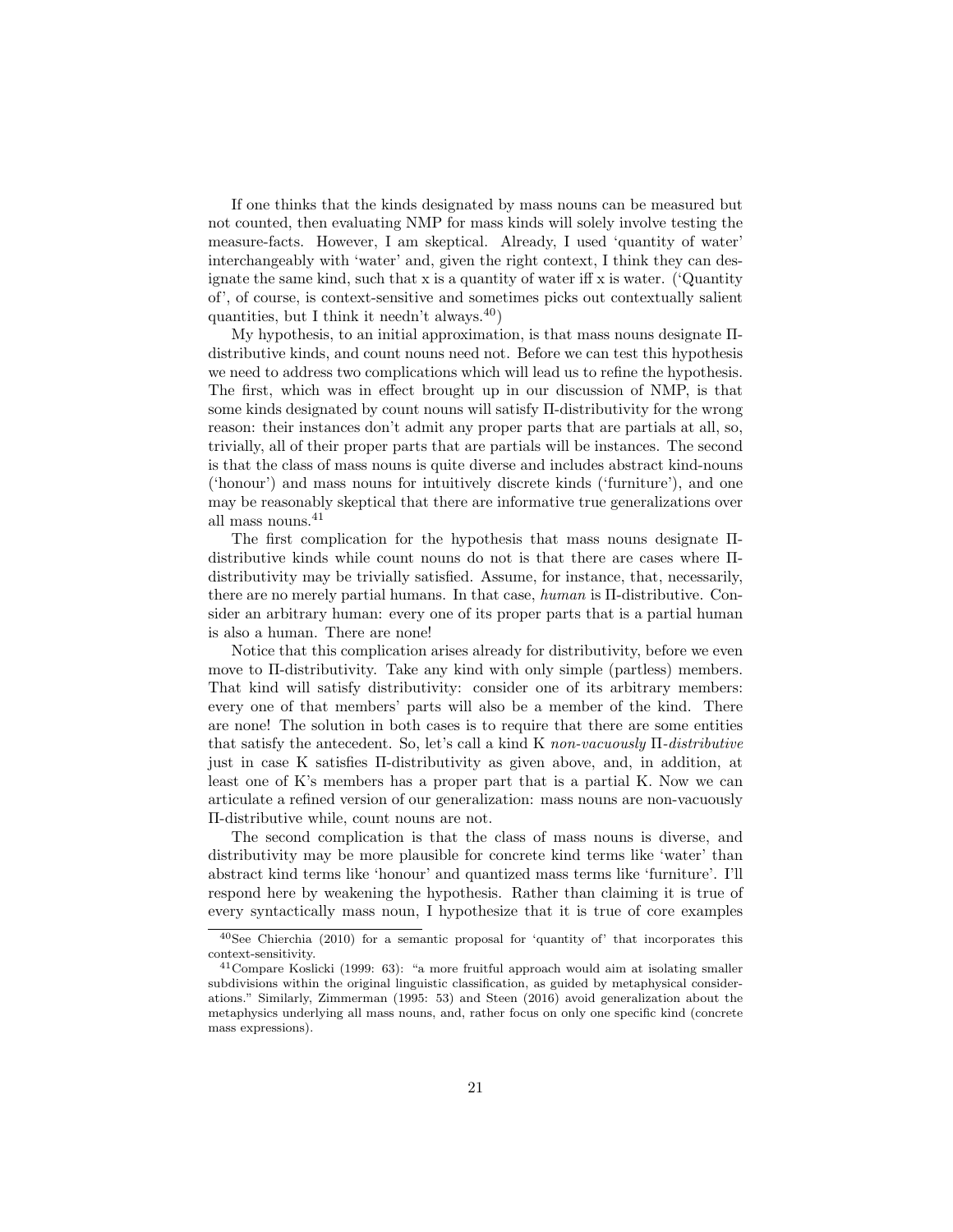If one thinks that the kinds designated by mass nouns can be measured but not counted, then evaluating NMP for mass kinds will solely involve testing the measure-facts. However, I am skeptical. Already, I used 'quantity of water' interchangeably with 'water' and, given the right context, I think they can designate the same kind, such that x is a quantity of water iff x is water. ('Quantity of', of course, is context-sensitive and sometimes picks out contextually salient quantities, but I think it needn't always.[40])

My hypothesis, to an initial approximation, is that mass nouns designate Π-distributive kinds, and count nouns need not. Before we can test this hypothesis we need to address two complications which will lead us to refine the hypothesis. The first, which was in effect brought up in our discussion of NMP, is that some kinds designated by count nouns will satisfy Π-distributivity for the wrong reason: their instances don't admit any proper parts that are partials at all, so, trivially, all of their proper parts that are partials will be instances. The second is that the class of mass nouns is quite diverse and includes abstract kind-nouns ('honour') and mass nouns for intuitively discrete kinds ('furniture'), and one may be reasonably skeptical that there are informative true generalizations over all mass nouns.[41]

The first complication for the hypothesis that mass nouns designate Π-distributive kinds while count nouns do not is that there are cases where Π-distributivity may be trivially satisfied. Assume, for instance, that, necessarily, there are no merely partial humans. In that case, *human* is Π-distributive. Consider an arbitrary human: every one of its proper parts that is a partial human is also a human. There are none!

Notice that this complication arises already for distributivity, before we even move to Π-distributivity. Take any kind with only simple (partless) members. That kind will satisfy distributivity: consider one of its arbitrary members: every one of that members' parts will also be a member of the kind. There are none! The solution in both cases is to require that there are some entities that satisfy the antecedent. So, let's call a kind K *non-vacuously* Π-*distributive* just in case K satisfies Π-distributivity as given above, and, in addition, at least one of K's members has a proper part that is a partial K. Now we can articulate a refined version of our generalization: mass nouns are non-vacuously Π-distributive while, count nouns are not.

The second complication is that the class of mass nouns is diverse, and distributivity may be more plausible for concrete kind terms like 'water' than abstract kind terms like 'honour' and quantized mass terms like 'furniture'. I'll respond here by weakening the hypothesis. Rather than claiming it is true of every syntactically mass noun, I hypothesize that it is true of core examples

[40] See Chierchia (2010) for a semantic proposal for 'quantity of' that incorporates this context-sensitivity.

[41] Compare Koslicki (1999: 63): "a more fruitful approach would aim at isolating smaller subdivisions within the original linguistic classification, as guided by metaphysical considerations." Similarly, Zimmerman (1995: 53) and Steen (2016) avoid generalization about the metaphysics underlying all mass nouns, and, rather focus on only one specific kind (concrete mass expressions).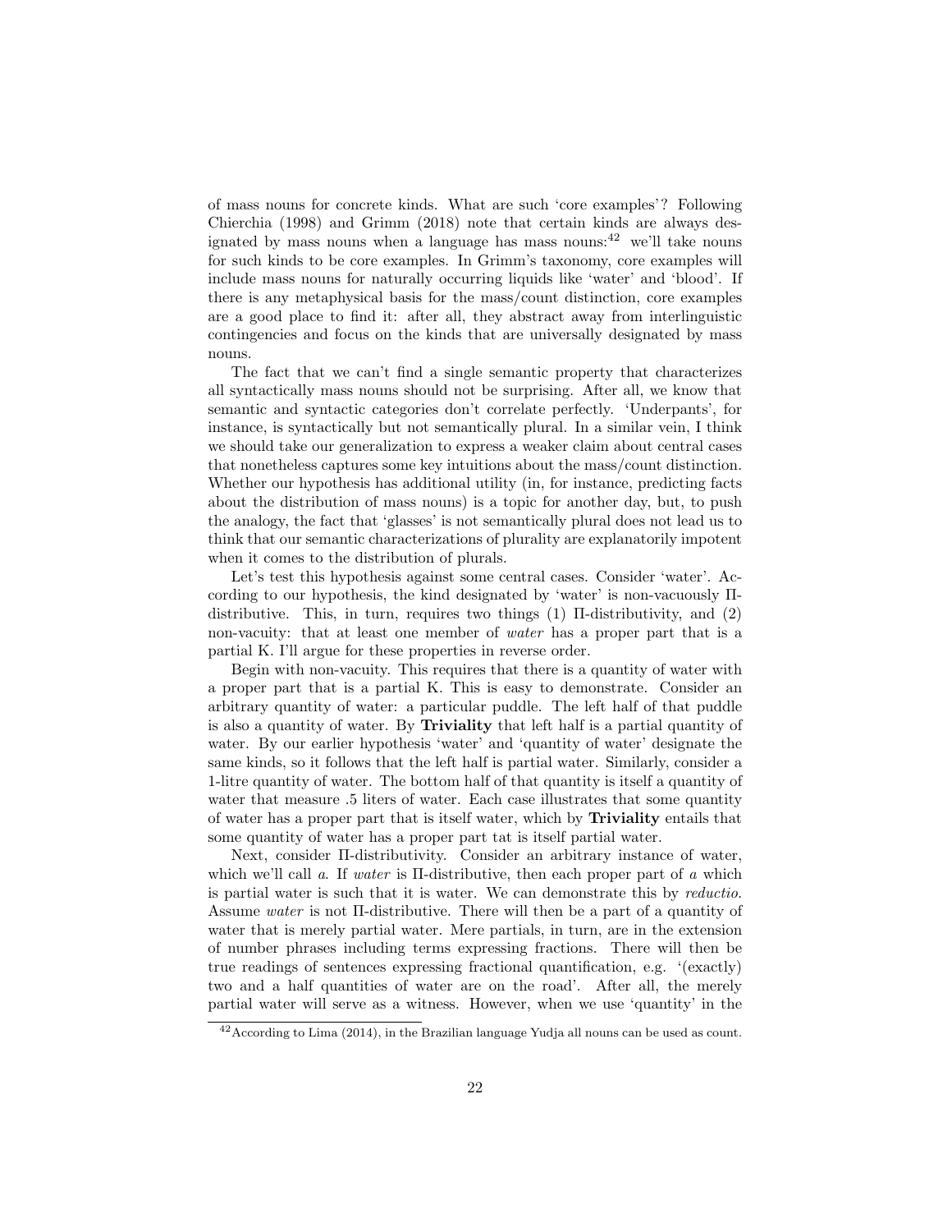of mass nouns for concrete kinds. What are such 'core examples'? Following Chierchia (1998) and Grimm (2018) note that certain kinds are always designated by mass nouns when a language has mass nouns:[42] we'll take nouns for such kinds to be core examples. In Grimm's taxonomy, core examples will include mass nouns for naturally occurring liquids like 'water' and 'blood'. If there is any metaphysical basis for the mass/count distinction, core examples are a good place to find it: after all, they abstract away from interlinguistic contingencies and focus on the kinds that are universally designated by mass nouns.

The fact that we can't find a single semantic property that characterizes all syntactically mass nouns should not be surprising. After all, we know that semantic and syntactic categories don't correlate perfectly. 'Underpants', for instance, is syntactically but not semantically plural. In a similar vein, I think we should take our generalization to express a weaker claim about central cases that nonetheless captures some key intuitions about the mass/count distinction. Whether our hypothesis has additional utility (in, for instance, predicting facts about the distribution of mass nouns) is a topic for another day, but, to push the analogy, the fact that 'glasses' is not semantically plural does not lead us to think that our semantic characterizations of plurality are explanatorily impotent when it comes to the distribution of plurals.

Let's test this hypothesis against some central cases. Consider 'water'. According to our hypothesis, the kind designated by 'water' is non-vacuously Π-distributive. This, in turn, requires two things (1) Π-distributivity, and (2) non-vacuity: that at least one member of *water* has a proper part that is a partial K. I'll argue for these properties in reverse order.

Begin with non-vacuity. This requires that there is a quantity of water with a proper part that is a partial K. This is easy to demonstrate. Consider an arbitrary quantity of water: a particular puddle. The left half of that puddle is also a quantity of water. By **Triviality** that left half is a partial quantity of water. By our earlier hypothesis 'water' and 'quantity of water' designate the same kinds, so it follows that the left half is partial water. Similarly, consider a 1-litre quantity of water. The bottom half of that quantity is itself a quantity of water that measure .5 liters of water. Each case illustrates that some quantity of water has a proper part that is itself water, which by **Triviality** entails that some quantity of water has a proper part tat is itself partial water.

Next, consider Π-distributivity. Consider an arbitrary instance of water, which we'll call *a*. If *water* is Π-distributive, then each proper part of *a* which is partial water is such that it is water. We can demonstrate this by *reductio*. Assume *water* is not Π-distributive. There will then be a part of a quantity of water that is merely partial water. Mere partials, in turn, are in the extension of number phrases including terms expressing fractions. There will then be true readings of sentences expressing fractional quantification, e.g. '(exactly) two and a half quantities of water are on the road'. After all, the merely partial water will serve as a witness. However, when we use 'quantity' in the

[42] According to Lima (2014), in the Brazilian language Yudja all nouns can be used as count.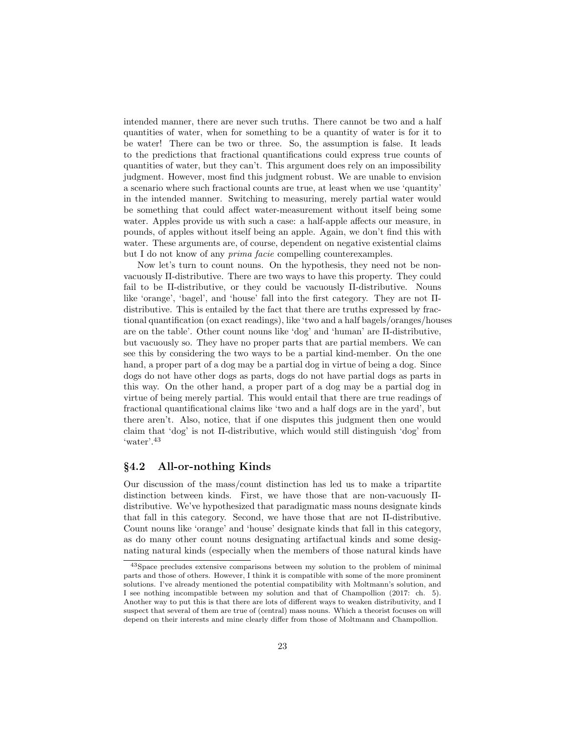intended manner, there are never such truths. There cannot be two and a half quantities of water, when for something to be a quantity of water is for it to be water! There can be two or three. So, the assumption is false. It leads to the predictions that fractional quantifications could express true counts of quantities of water, but they can't. This argument does rely on an impossibility judgment. However, most find this judgment robust. We are unable to envision a scenario where such fractional counts are true, at least when we use 'quantity' in the intended manner. Switching to measuring, merely partial water would be something that could affect water-measurement without itself being some water. Apples provide us with such a case: a half-apple affects our measure, in pounds, of apples without itself being an apple. Again, we don't find this with water. These arguments are, of course, dependent on negative existential claims but I do not know of any *prima facie* compelling counterexamples.

Now let's turn to count nouns. On the hypothesis, they need not be non-vacuously Π-distributive. There are two ways to have this property. They could fail to be Π-distributive, or they could be vacuously Π-distributive. Nouns like 'orange', 'bagel', and 'house' fall into the first category. They are not Π-distributive. This is entailed by the fact that there are truths expressed by fractional quantification (on exact readings), like 'two and a half bagels/oranges/houses are on the table'. Other count nouns like 'dog' and 'human' are Π-distributive, but vacuously so. They have no proper parts that are partial members. We can see this by considering the two ways to be a partial kind-member. On the one hand, a proper part of a dog may be a partial dog in virtue of being a dog. Since dogs do not have other dogs as parts, dogs do not have partial dogs as parts in this way. On the other hand, a proper part of a dog may be a partial dog in virtue of being merely partial. This would entail that there are true readings of fractional quantificational claims like 'two and a half dogs are in the yard', but there aren't. Also, notice, that if one disputes this judgment then one would claim that 'dog' is not Π-distributive, which would still distinguish 'dog' from 'water'.[43]

## §4.2 All-or-nothing Kinds

Our discussion of the mass/count distinction has led us to make a tripartite distinction between kinds. First, we have those that are non-vacuously Π-distributive. We've hypothesized that paradigmatic mass nouns designate kinds that fall in this category. Second, we have those that are not Π-distributive. Count nouns like 'orange' and 'house' designate kinds that fall in this category, as do many other count nouns designating artifactual kinds and some designating natural kinds (especially when the members of those natural kinds have

[43] Space precludes extensive comparisons between my solution to the problem of minimal parts and those of others. However, I think it is compatible with some of the more prominent solutions. I've already mentioned the potential compatibility with Moltmann's solution, and I see nothing incompatible between my solution and that of Champollion (2017: ch. 5). Another way to put this is that there are lots of different ways to weaken distributivity, and I suspect that several of them are true of (central) mass nouns. Which a theorist focuses on will depend on their interests and mine clearly differ from those of Moltmann and Champollion.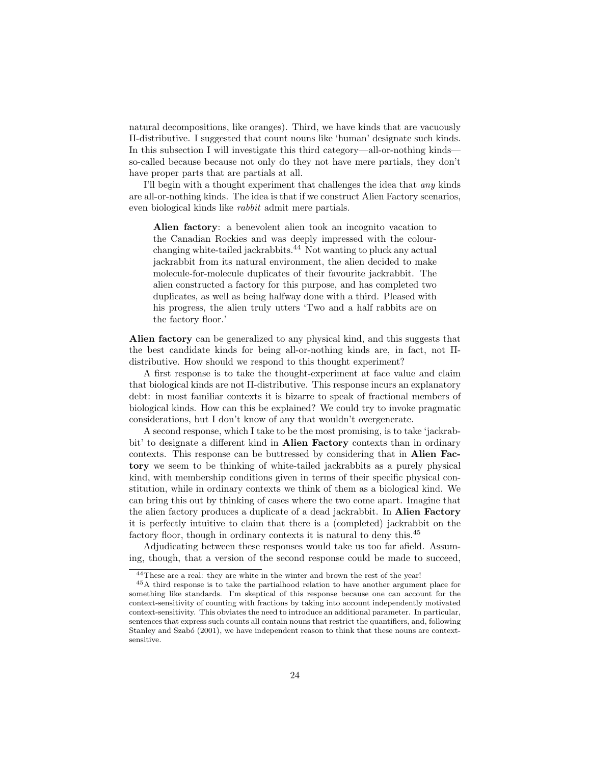natural decompositions, like oranges). Third, we have kinds that are vacuously Π-distributive. I suggested that count nouns like 'human' designate such kinds. In this subsection I will investigate this third category—all-or-nothing kinds—so-called because because not only do they not have mere partials, they don't have proper parts that are partials at all.

I'll begin with a thought experiment that challenges the idea that *any* kinds are all-or-nothing kinds. The idea is that if we construct Alien Factory scenarios, even biological kinds like *rabbit* admit mere partials.

> **Alien factory**: a benevolent alien took an incognito vacation to the Canadian Rockies and was deeply impressed with the colour-changing white-tailed jackrabbits.[44] Not wanting to pluck any actual jackrabbit from its natural environment, the alien decided to make molecule-for-molecule duplicates of their favourite jackrabbit. The alien constructed a factory for this purpose, and has completed two duplicates, as well as being halfway done with a third. Pleased with his progress, the alien truly utters 'Two and a half rabbits are on the factory floor.'

**Alien factory** can be generalized to any physical kind, and this suggests that the best candidate kinds for being all-or-nothing kinds are, in fact, not Π-distributive. How should we respond to this thought experiment?

A first response is to take the thought-experiment at face value and claim that biological kinds are not Π-distributive. This response incurs an explanatory debt: in most familiar contexts it is bizarre to speak of fractional members of biological kinds. How can this be explained? We could try to invoke pragmatic considerations, but I don't know of any that wouldn't overgenerate.

A second response, which I take to be the most promising, is to take 'jackrabbit' to designate a different kind in **Alien Factory** contexts than in ordinary contexts. This response can be buttressed by considering that in **Alien Factory** we seem to be thinking of white-tailed jackrabbits as a purely physical kind, with membership conditions given in terms of their specific physical constitution, while in ordinary contexts we think of them as a biological kind. We can bring this out by thinking of cases where the two come apart. Imagine that the alien factory produces a duplicate of a dead jackrabbit. In **Alien Factory** it is perfectly intuitive to claim that there is a (completed) jackrabbit on the factory floor, though in ordinary contexts it is natural to deny this.[45]

Adjudicating between these responses would take us too far afield. Assuming, though, that a version of the second response could be made to succeed,

---

[44] These are a real: they are white in the winter and brown the rest of the year!

[45] A third response is to take the partialhood relation to have another argument place for something like standards. I'm skeptical of this response because one can account for the context-sensitivity of counting with fractions by taking into account independently motivated context-sensitivity. This obviates the need to introduce an additional parameter. In particular, sentences that express such counts all contain nouns that restrict the quantifiers, and, following Stanley and Szabó (2001), we have independent reason to think that these nouns are context-sensitive.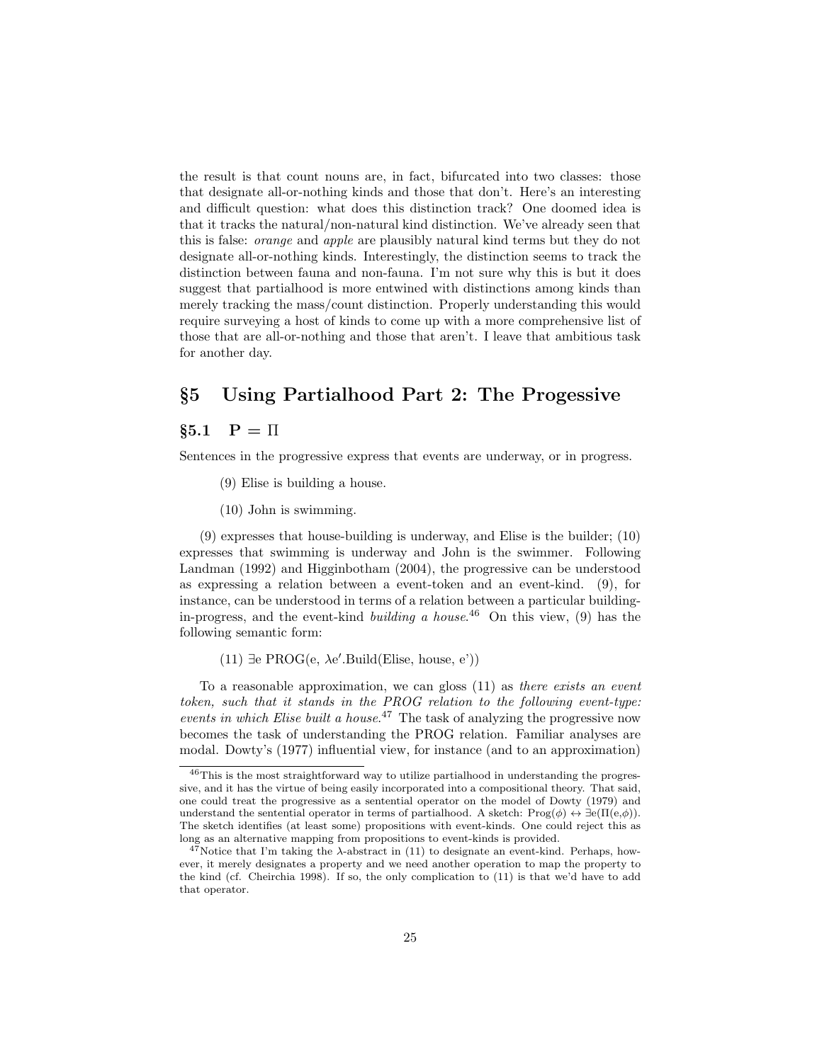the result is that count nouns are, in fact, bifurcated into two classes: those that designate all-or-nothing kinds and those that don't. Here's an interesting and difficult question: what does this distinction track? One doomed idea is that it tracks the natural/non-natural kind distinction. We've already seen that this is false: *orange* and *apple* are plausibly natural kind terms but they do not designate all-or-nothing kinds. Interestingly, the distinction seems to track the distinction between fauna and non-fauna. I'm not sure why this is but it does suggest that partialhood is more entwined with distinctions among kinds than merely tracking the mass/count distinction. Properly understanding this would require surveying a host of kinds to come up with a more comprehensive list of those that are all-or-nothing and those that aren't. I leave that ambitious task for another day.

## §5 Using Partialhood Part 2: The Progessive

### §5.1 $\mathbf{P} = \Pi$

Sentences in the progressive express that events are underway, or in progress.

(9) Elise is building a house.

(10) John is swimming.

(9) expresses that house-building is underway, and Elise is the builder; (10) expresses that swimming is underway and John is the swimmer. Following Landman (1992) and Higginbotham (2004), the progressive can be understood as expressing a relation between a event-token and an event-kind. (9), for instance, can be understood in terms of a relation between a particular building-in-progress, and the event-kind *building a house*.[46] On this view, (9) has the following semantic form:

(11) $\exists$e PROG(e, $\lambda$e$'$.Build(Elise, house, e'))

To a reasonable approximation, we can gloss (11) as *there exists an event token, such that it stands in the PROG relation to the following event-type: events in which Elise built a house.*[47] The task of analyzing the progressive now becomes the task of understanding the PROG relation. Familiar analyses are modal. Dowty's (1977) influential view, for instance (and to an approximation)

---

[46] This is the most straightforward way to utilize partialhood in understanding the progressive, and it has the virtue of being easily incorporated into a compositional theory. That said, one could treat the progressive as a sentential operator on the model of Dowty (1979) and understand the sentential operator in terms of partialhood. A sketch: Prog($\phi$) $\leftrightarrow$ $\exists$e($\Pi$(e,$\phi$)). The sketch identifies (at least some) propositions with event-kinds. One could reject this as long as an alternative mapping from propositions to event-kinds is provided.

[47] Notice that I'm taking the $\lambda$-abstract in (11) to designate an event-kind. Perhaps, however, it merely designates a property and we need another operation to map the property to the kind (cf. Cheirchia 1998). If so, the only complication to (11) is that we'd have to add that operator.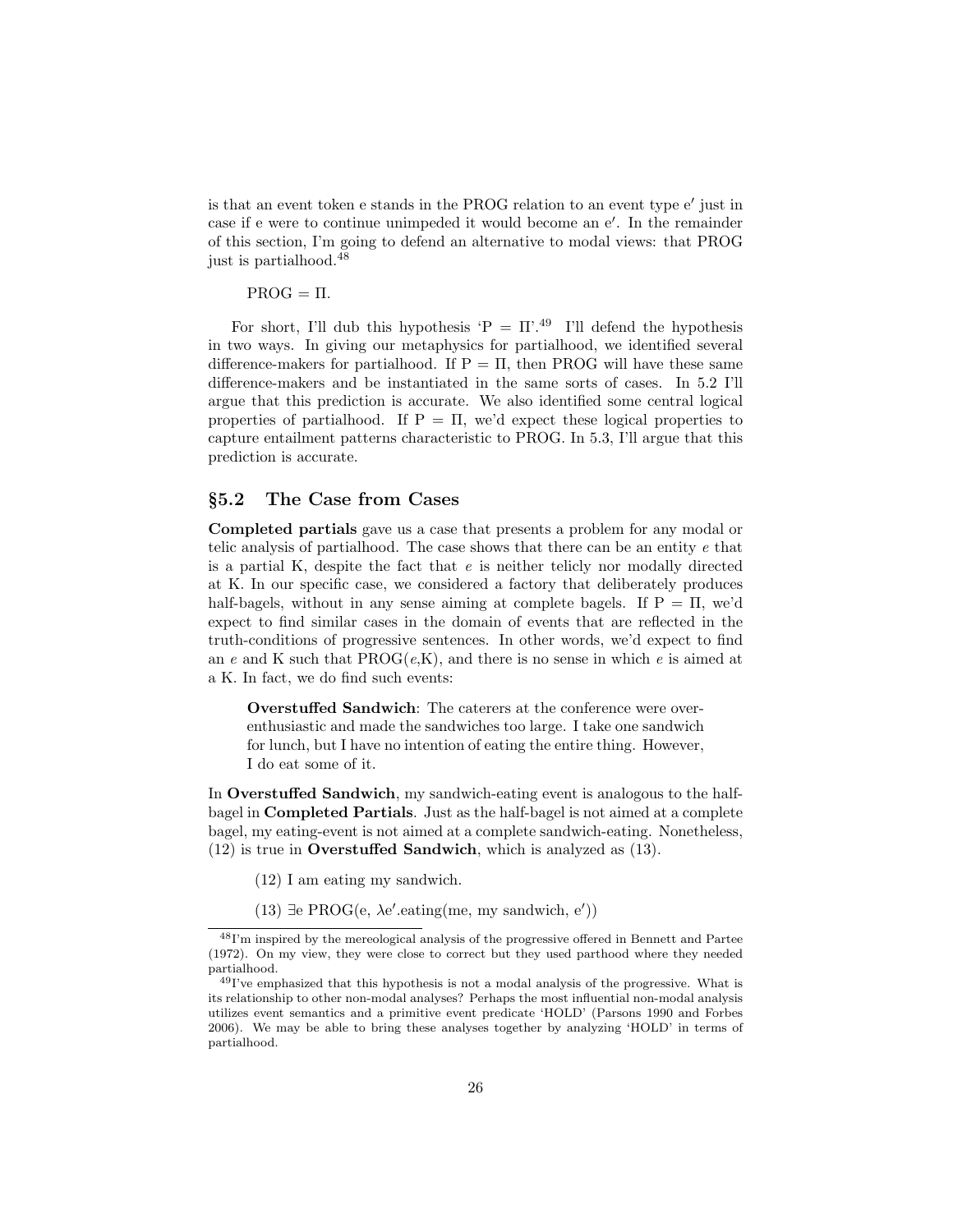is that an event token e stands in the PROG relation to an event type e′ just in case if e were to continue unimpeded it would become an e′. In the remainder of this section, I'm going to defend an alternative to modal views: that PROG just is partialhood.[48]

$$\text{PROG} = \Pi.$$

For short, I'll dub this hypothesis 'P = Π'.[49] I'll defend the hypothesis in two ways. In giving our metaphysics for partialhood, we identified several difference-makers for partialhood. If P = Π, then PROG will have these same difference-makers and be instantiated in the same sorts of cases. In 5.2 I'll argue that this prediction is accurate. We also identified some central logical properties of partialhood. If P = Π, we'd expect these logical properties to capture entailment patterns characteristic to PROG. In 5.3, I'll argue that this prediction is accurate.

## §5.2 The Case from Cases

**Completed partials** gave us a case that presents a problem for any modal or telic analysis of partialhood. The case shows that there can be an entity *e* that is a partial K, despite the fact that *e* is neither telicly nor modally directed at K. In our specific case, we considered a factory that deliberately produces half-bagels, without in any sense aiming at complete bagels. If P = Π, we'd expect to find similar cases in the domain of events that are reflected in the truth-conditions of progressive sentences. In other words, we'd expect to find an *e* and K such that PROG(*e*,K), and there is no sense in which *e* is aimed at a K. In fact, we do find such events:

> **Overstuffed Sandwich**: The caterers at the conference were over-enthusiastic and made the sandwiches too large. I take one sandwich for lunch, but I have no intention of eating the entire thing. However, I do eat some of it.

In **Overstuffed Sandwich**, my sandwich-eating event is analogous to the half-bagel in **Completed Partials**. Just as the half-bagel is not aimed at a complete bagel, my eating-event is not aimed at a complete sandwich-eating. Nonetheless, (12) is true in **Overstuffed Sandwich**, which is analyzed as (13).

(12) I am eating my sandwich.

(13) $\exists$e PROG(e, $\lambda$e′.eating(me, my sandwich, e′))

---

[48] I'm inspired by the mereological analysis of the progressive offered in Bennett and Partee (1972). On my view, they were close to correct but they used parthood where they needed partialhood.

[49] I've emphasized that this hypothesis is not a modal analysis of the progressive. What is its relationship to other non-modal analyses? Perhaps the most influential non-modal analysis utilizes event semantics and a primitive event predicate 'HOLD' (Parsons 1990 and Forbes 2006). We may be able to bring these analyses together by analyzing 'HOLD' in terms of partialhood.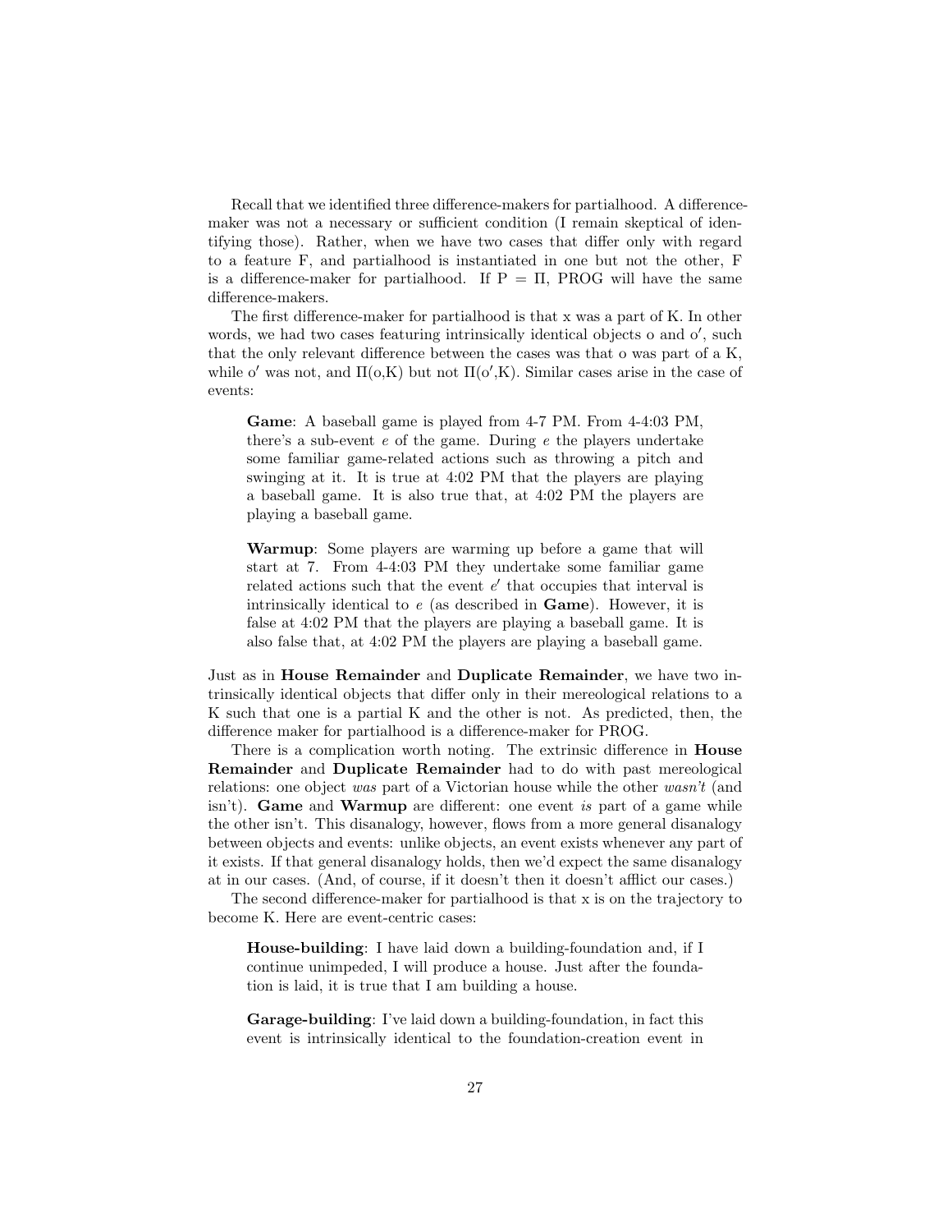Recall that we identified three difference-makers for partialhood. A difference-maker was not a necessary or sufficient condition (I remain skeptical of identifying those). Rather, when we have two cases that differ only with regard to a feature F, and partialhood is instantiated in one but not the other, F is a difference-maker for partialhood. If P = Π, PROG will have the same difference-makers.

The first difference-maker for partialhood is that x was a part of K. In other words, we had two cases featuring intrinsically identical objects o and o′, such that the only relevant difference between the cases was that o was part of a K, while o′ was not, and Π(o,K) but not Π(o′,K). Similar cases arise in the case of events:

> **Game**: A baseball game is played from 4-7 PM. From 4-4:03 PM, there's a sub-event *e* of the game. During *e* the players undertake some familiar game-related actions such as throwing a pitch and swinging at it. It is true at 4:02 PM that the players are playing a baseball game. It is also true that, at 4:02 PM the players are playing a baseball game.

> **Warmup**: Some players are warming up before a game that will start at 7. From 4-4:03 PM they undertake some familiar game related actions such that the event *e*′ that occupies that interval is intrinsically identical to *e* (as described in **Game**). However, it is false at 4:02 PM that the players are playing a baseball game. It is also false that, at 4:02 PM the players are playing a baseball game.

Just as in **House Remainder** and **Duplicate Remainder**, we have two intrinsically identical objects that differ only in their mereological relations to a K such that one is a partial K and the other is not. As predicted, then, the difference maker for partialhood is a difference-maker for PROG.

There is a complication worth noting. The extrinsic difference in **House Remainder** and **Duplicate Remainder** had to do with past mereological relations: one object *was* part of a Victorian house while the other *wasn't* (and isn't). **Game** and **Warmup** are different: one event *is* part of a game while the other isn't. This disanalogy, however, flows from a more general disanalogy between objects and events: unlike objects, an event exists whenever any part of it exists. If that general disanalogy holds, then we'd expect the same disanalogy at in our cases. (And, of course, if it doesn't then it doesn't afflict our cases.)

The second difference-maker for partialhood is that x is on the trajectory to become K. Here are event-centric cases:

> **House-building**: I have laid down a building-foundation and, if I continue unimpeded, I will produce a house. Just after the foundation is laid, it is true that I am building a house.

> **Garage-building**: I've laid down a building-foundation, in fact this event is intrinsically identical to the foundation-creation event in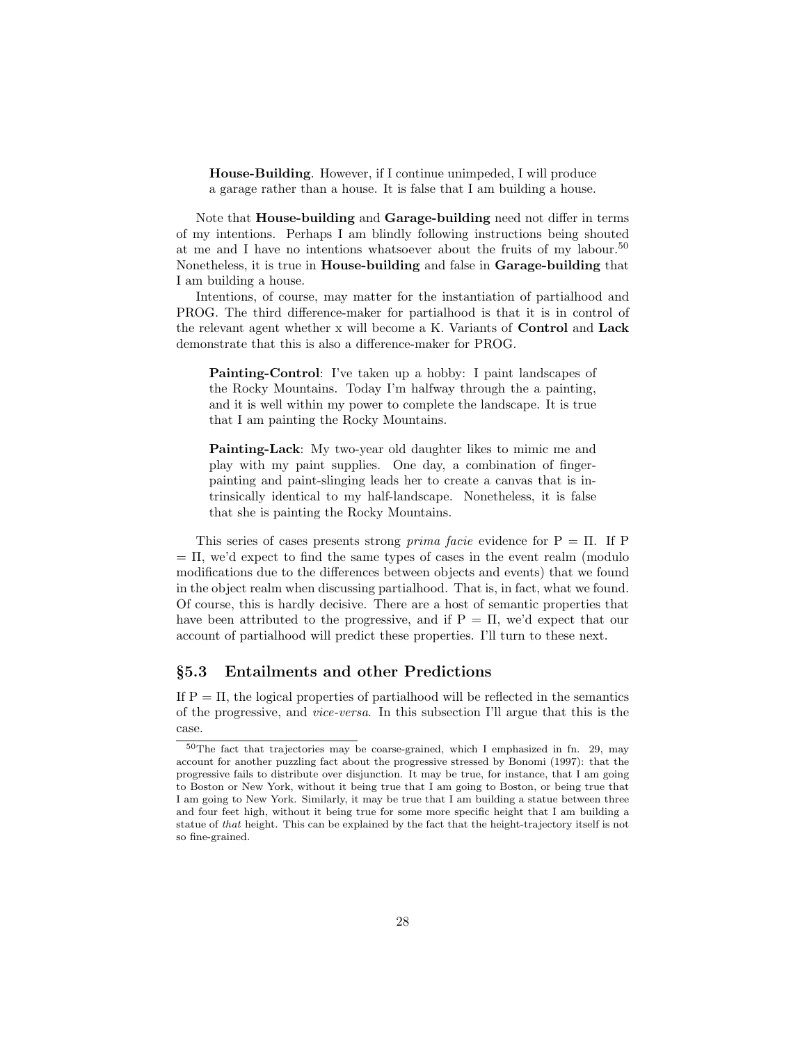> **House-Building**. However, if I continue unimpeded, I will produce a garage rather than a house. It is false that I am building a house.

Note that **House-building** and **Garage-building** need not differ in terms of my intentions. Perhaps I am blindly following instructions being shouted at me and I have no intentions whatsoever about the fruits of my labour.[50] Nonetheless, it is true in **House-building** and false in **Garage-building** that I am building a house.

Intentions, of course, may matter for the instantiation of partialhood and PROG. The third difference-maker for partialhood is that it is in control of the relevant agent whether x will become a K. Variants of **Control** and **Lack** demonstrate that this is also a difference-maker for PROG.

> **Painting-Control**: I've taken up a hobby: I paint landscapes of the Rocky Mountains. Today I'm halfway through the a painting, and it is well within my power to complete the landscape. It is true that I am painting the Rocky Mountains.

> **Painting-Lack**: My two-year old daughter likes to mimic me and play with my paint supplies. One day, a combination of finger-painting and paint-slinging leads her to create a canvas that is intrinsically identical to my half-landscape. Nonetheless, it is false that she is painting the Rocky Mountains.

This series of cases presents strong *prima facie* evidence for P = Π. If P = Π, we'd expect to find the same types of cases in the event realm (modulo modifications due to the differences between objects and events) that we found in the object realm when discussing partialhood. That is, in fact, what we found. Of course, this is hardly decisive. There are a host of semantic properties that have been attributed to the progressive, and if P = Π, we'd expect that our account of partialhood will predict these properties. I'll turn to these next.

## §5.3 Entailments and other Predictions

If P = Π, the logical properties of partialhood will be reflected in the semantics of the progressive, and *vice-versa*. In this subsection I'll argue that this is the case.

---

[50] The fact that trajectories may be coarse-grained, which I emphasized in fn. 29, may account for another puzzling fact about the progressive stressed by Bonomi (1997): that the progressive fails to distribute over disjunction. It may be true, for instance, that I am going to Boston or New York, without it being true that I am going to Boston, or being true that I am going to New York. Similarly, it may be true that I am building a statue between three and four feet high, without it being true for some more specific height that I am building a statue of *that* height. This can be explained by the fact that the height-trajectory itself is not so fine-grained.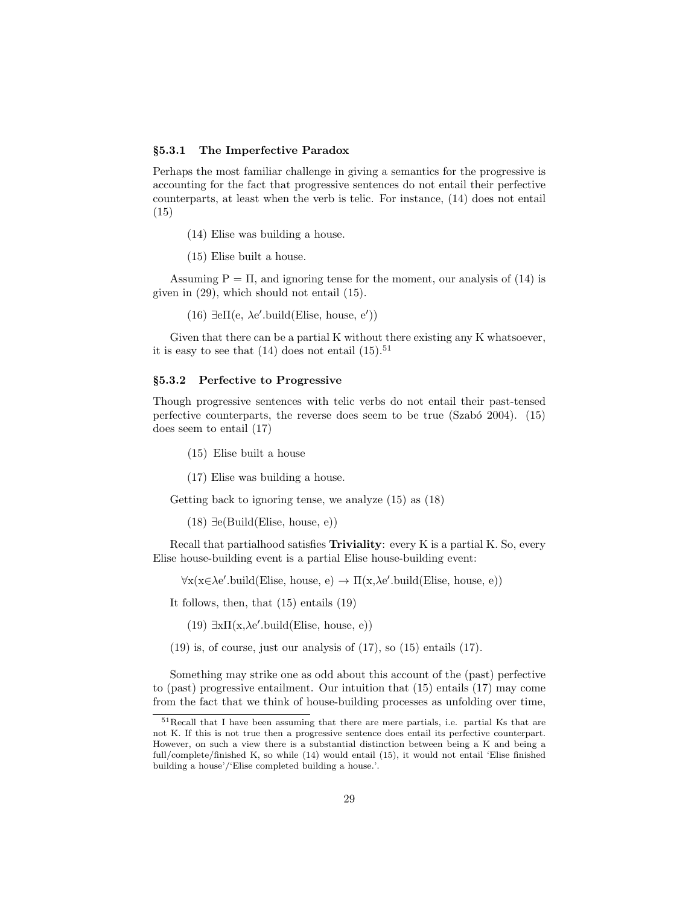### §5.3.1 The Imperfective Paradox

Perhaps the most familiar challenge in giving a semantics for the progressive is accounting for the fact that progressive sentences do not entail their perfective counterparts, at least when the verb is telic. For instance, (14) does not entail (15)

(14) Elise was building a house.

(15) Elise built a house.

Assuming P = Π, and ignoring tense for the moment, our analysis of (14) is given in (29), which should not entail (15).

(16) $\exists e\Pi(e, \lambda e'.\text{build}(\text{Elise, house}, e'))$

Given that there can be a partial K without there existing any K whatsoever, it is easy to see that (14) does not entail (15).[51]

### §5.3.2 Perfective to Progressive

Though progressive sentences with telic verbs do not entail their past-tensed perfective counterparts, the reverse does seem to be true (Szabó 2004). (15) does seem to entail (17)

(15) Elise built a house

(17) Elise was building a house.

Getting back to ignoring tense, we analyze (15) as (18)

(18) $\exists e(\text{Build}(\text{Elise, house}, e))$

Recall that partialhood satisfies **Triviality**: every K is a partial K. So, every Elise house-building event is a partial Elise house-building event:

$\forall x(x \in \lambda e'.\text{build}(\text{Elise, house}, e) \rightarrow \Pi(x, \lambda e'.\text{build}(\text{Elise, house}, e))$

It follows, then, that (15) entails (19)

(19) $\exists x\Pi(x, \lambda e'.\text{build}(\text{Elise, house}, e))$

(19) is, of course, just our analysis of (17), so (15) entails (17).

Something may strike one as odd about this account of the (past) perfective to (past) progressive entailment. Our intuition that (15) entails (17) may come from the fact that we think of house-building processes as unfolding over time,

[51] Recall that I have been assuming that there are mere partials, i.e. partial Ks that are not K. If this is not true then a progressive sentence does entail its perfective counterpart. However, on such a view there is a substantial distinction between being a K and being a full/complete/finished K, so while (14) would entail (15), it would not entail 'Elise finished building a house'/'Elise completed building a house.'.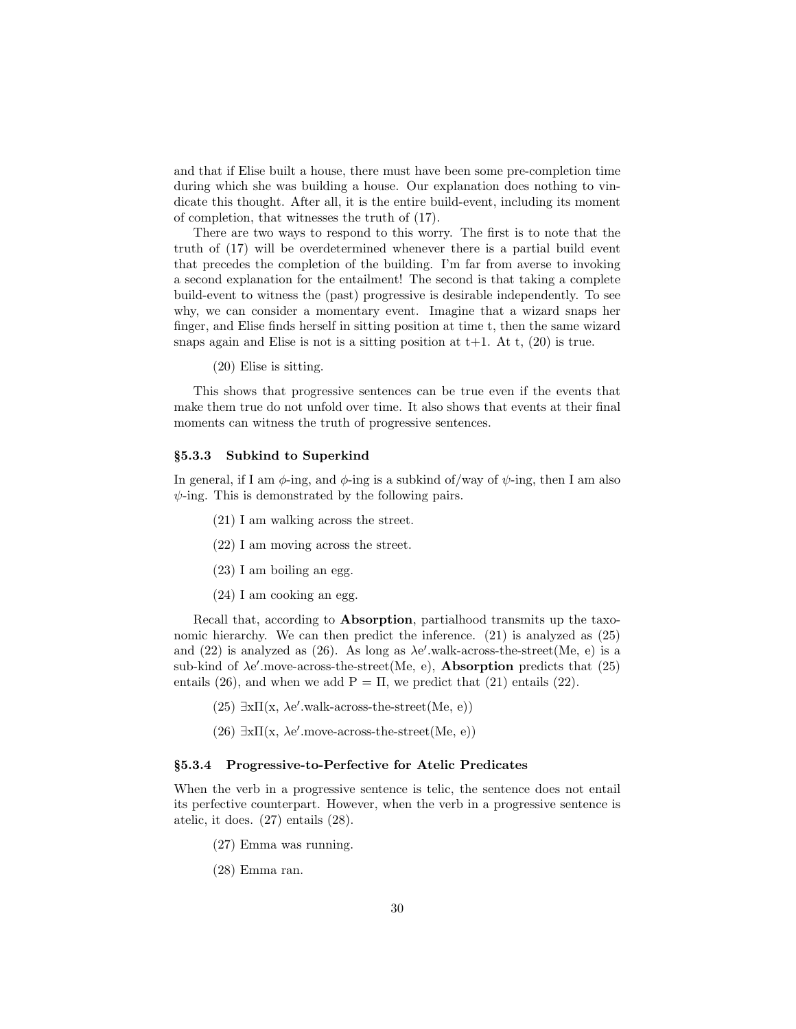and that if Elise built a house, there must have been some pre-completion time during which she was building a house. Our explanation does nothing to vindicate this thought. After all, it is the entire build-event, including its moment of completion, that witnesses the truth of (17).

There are two ways to respond to this worry. The first is to note that the truth of (17) will be overdetermined whenever there is a partial build event that precedes the completion of the building. I'm far from averse to invoking a second explanation for the entailment! The second is that taking a complete build-event to witness the (past) progressive is desirable independently. To see why, we can consider a momentary event. Imagine that a wizard snaps her finger, and Elise finds herself in sitting position at time t, then the same wizard snaps again and Elise is not is a sitting position at t+1. At t, (20) is true.

(20) Elise is sitting.

This shows that progressive sentences can be true even if the events that make them true do not unfold over time. It also shows that events at their final moments can witness the truth of progressive sentences.

### §5.3.3 Subkind to Superkind

In general, if I am $\phi$-ing, and $\phi$-ing is a subkind of/way of $\psi$-ing, then I am also $\psi$-ing. This is demonstrated by the following pairs.

(21) I am walking across the street.

(22) I am moving across the street.

(23) I am boiling an egg.

(24) I am cooking an egg.

Recall that, according to **Absorption**, partialhood transmits up the taxonomic hierarchy. We can then predict the inference. (21) is analyzed as (25) and (22) is analyzed as (26). As long as $\lambda e'$.walk-across-the-street(Me, e) is a sub-kind of $\lambda e'$.move-across-the-street(Me, e), **Absorption** predicts that (25) entails (26), and when we add P = $\Pi$, we predict that (21) entails (22).

(25) $\exists x \Pi(x, \lambda e'$.walk-across-the-street(Me, e))

(26) $\exists x \Pi(x, \lambda e'$.move-across-the-street(Me, e))

### §5.3.4 Progressive-to-Perfective for Atelic Predicates

When the verb in a progressive sentence is telic, the sentence does not entail its perfective counterpart. However, when the verb in a progressive sentence is atelic, it does. (27) entails (28).

(27) Emma was running.

(28) Emma ran.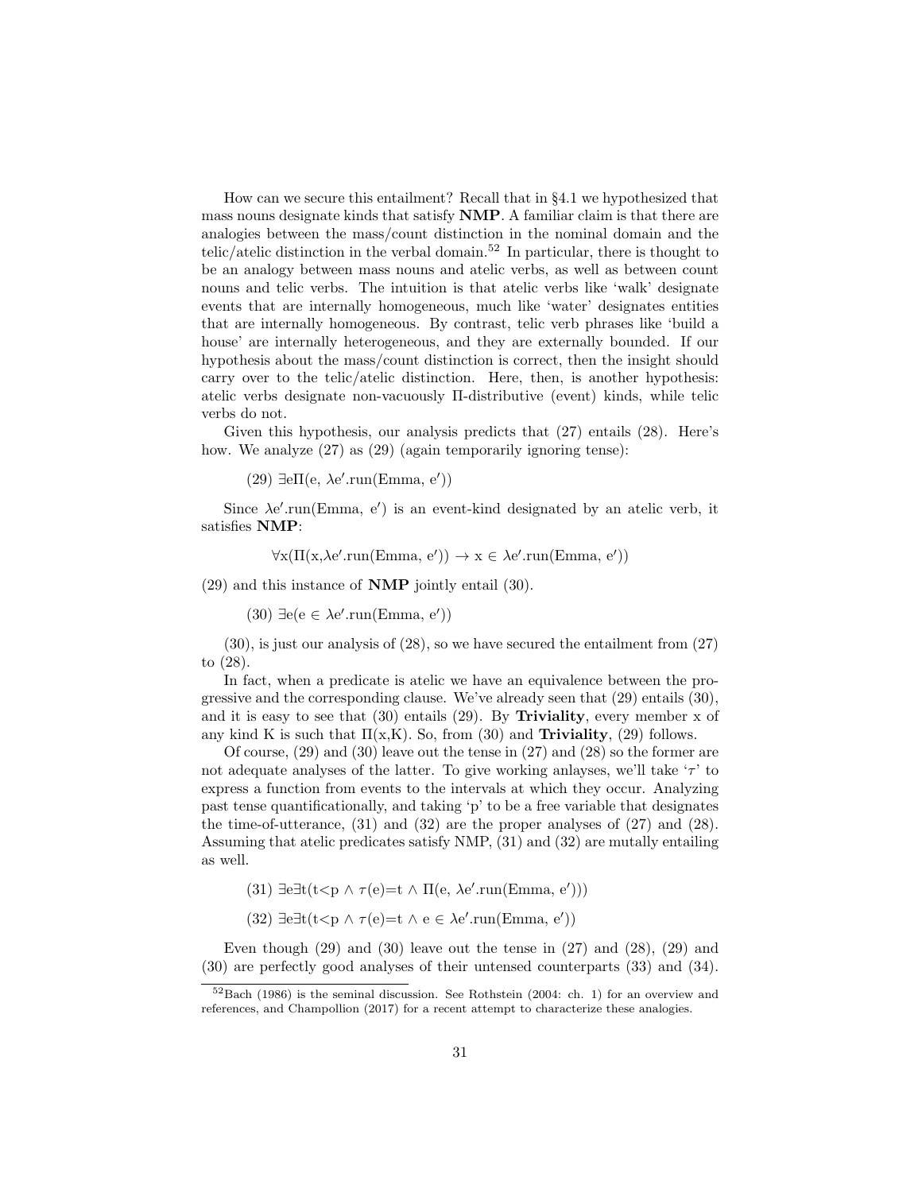How can we secure this entailment? Recall that in §4.1 we hypothesized that mass nouns designate kinds that satisfy **NMP**. A familiar claim is that there are analogies between the mass/count distinction in the nominal domain and the telic/atelic distinction in the verbal domain.[52] In particular, there is thought to be an analogy between mass nouns and atelic verbs, as well as between count nouns and telic verbs. The intuition is that atelic verbs like 'walk' designate events that are internally homogeneous, much like 'water' designates entities that are internally homogeneous. By contrast, telic verb phrases like 'build a house' are internally heterogeneous, and they are externally bounded. If our hypothesis about the mass/count distinction is correct, then the insight should carry over to the telic/atelic distinction. Here, then, is another hypothesis: atelic verbs designate non-vacuously Π-distributive (event) kinds, while telic verbs do not.

Given this hypothesis, our analysis predicts that (27) entails (28). Here's how. We analyze (27) as (29) (again temporarily ignoring tense):

(29) $\exists e \Pi(e, \lambda e'.\text{run}(\text{Emma}, e'))$

Since $\lambda e'.\text{run}(\text{Emma}, e')$ is an event-kind designated by an atelic verb, it satisfies **NMP**:

$$\forall x(\Pi(x, \lambda e'.\text{run}(\text{Emma}, e')) \rightarrow x \in \lambda e'.\text{run}(\text{Emma}, e'))$$

(29) and this instance of **NMP** jointly entail (30).

(30) $\exists e(e \in \lambda e'.\text{run}(\text{Emma}, e'))$

(30), is just our analysis of (28), so we have secured the entailment from (27) to (28).

In fact, when a predicate is atelic we have an equivalence between the progressive and the corresponding clause. We've already seen that (29) entails (30), and it is easy to see that (30) entails (29). By **Triviality**, every member x of any kind K is such that $\Pi(x,K)$. So, from (30) and **Triviality**, (29) follows.

Of course, (29) and (30) leave out the tense in (27) and (28) so the former are not adequate analyses of the latter. To give working anlayses, we'll take '$\tau$' to express a function from events to the intervals at which they occur. Analyzing past tense quantificationally, and taking 'p' to be a free variable that designates the time-of-utterance, (31) and (32) are the proper analyses of (27) and (28). Assuming that atelic predicates satisfy NMP, (31) and (32) are mutally entailing as well.

(31) $\exists e \exists t(t<p \wedge \tau(e)=t \wedge \Pi(e, \lambda e'.\text{run}(\text{Emma}, e')))$

(32) $\exists e \exists t(t<p \wedge \tau(e)=t \wedge e \in \lambda e'.\text{run}(\text{Emma}, e'))$

Even though (29) and (30) leave out the tense in (27) and (28), (29) and (30) are perfectly good analyses of their untensed counterparts (33) and (34).

[52] Bach (1986) is the seminal discussion. See Rothstein (2004: ch. 1) for an overview and references, and Champollion (2017) for a recent attempt to characterize these analogies.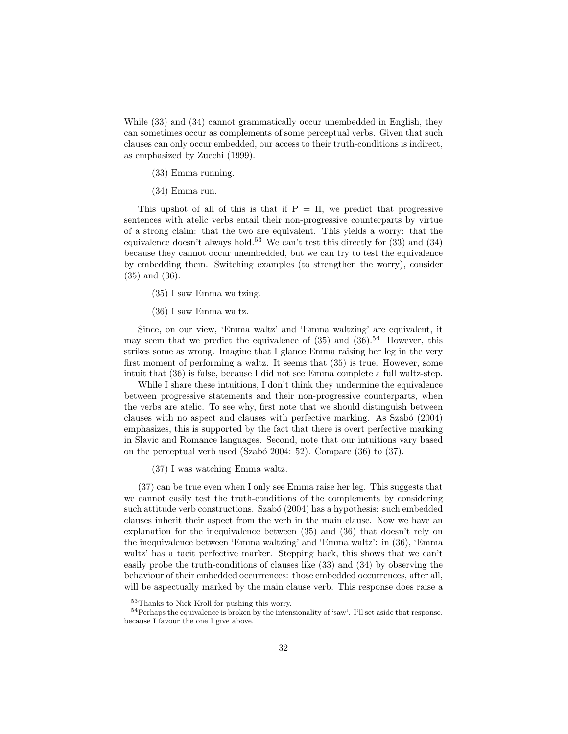While (33) and (34) cannot grammatically occur unembedded in English, they can sometimes occur as complements of some perceptual verbs. Given that such clauses can only occur embedded, our access to their truth-conditions is indirect, as emphasized by Zucchi (1999).

(33) Emma running.

(34) Emma run.

This upshot of all of this is that if $\mathrm{P} = \Pi$, we predict that progressive sentences with atelic verbs entail their non-progressive counterparts by virtue of a strong claim: that the two are equivalent. This yields a worry: that the equivalence doesn't always hold.[53] We can't test this directly for (33) and (34) because they cannot occur unembedded, but we can try to test the equivalence by embedding them. Switching examples (to strengthen the worry), consider (35) and (36).

(35) I saw Emma waltzing.

(36) I saw Emma waltz.

Since, on our view, 'Emma waltz' and 'Emma waltzing' are equivalent, it may seem that we predict the equivalence of (35) and (36).[54] However, this strikes some as wrong. Imagine that I glance Emma raising her leg in the very first moment of performing a waltz. It seems that (35) is true. However, some intuit that (36) is false, because I did not see Emma complete a full waltz-step.

While I share these intuitions, I don't think they undermine the equivalence between progressive statements and their non-progressive counterparts, when the verbs are atelic. To see why, first note that we should distinguish between clauses with no aspect and clauses with perfective marking. As Szabó (2004) emphasizes, this is supported by the fact that there is overt perfective marking in Slavic and Romance languages. Second, note that our intuitions vary based on the perceptual verb used (Szabó 2004: 52). Compare (36) to (37).

(37) I was watching Emma waltz.

(37) can be true even when I only see Emma raise her leg. This suggests that we cannot easily test the truth-conditions of the complements by considering such attitude verb constructions. Szabó (2004) has a hypothesis: such embedded clauses inherit their aspect from the verb in the main clause. Now we have an explanation for the inequivalence between (35) and (36) that doesn't rely on the inequivalence between 'Emma waltzing' and 'Emma waltz': in (36), 'Emma waltz' has a tacit perfective marker. Stepping back, this shows that we can't easily probe the truth-conditions of clauses like (33) and (34) by observing the behaviour of their embedded occurrences: those embedded occurrences, after all, will be aspectually marked by the main clause verb. This response does raise a

[53] Thanks to Nick Kroll for pushing this worry.

[54] Perhaps the equivalence is broken by the intensionality of 'saw'. I'll set aside that response, because I favour the one I give above.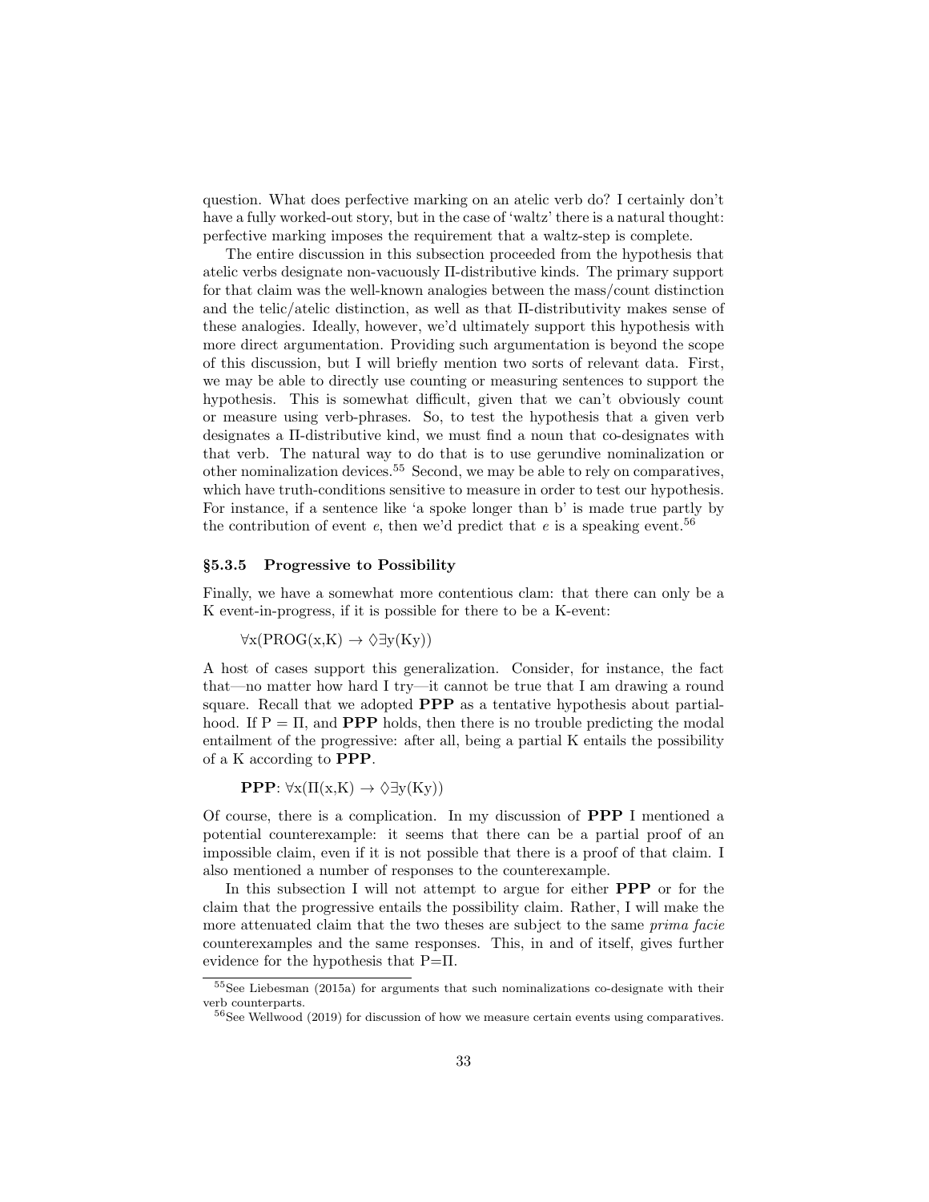question. What does perfective marking on an atelic verb do? I certainly don't have a fully worked-out story, but in the case of 'waltz' there is a natural thought: perfective marking imposes the requirement that a waltz-step is complete.

The entire discussion in this subsection proceeded from the hypothesis that atelic verbs designate non-vacuously Π-distributive kinds. The primary support for that claim was the well-known analogies between the mass/count distinction and the telic/atelic distinction, as well as that Π-distributivity makes sense of these analogies. Ideally, however, we'd ultimately support this hypothesis with more direct argumentation. Providing such argumentation is beyond the scope of this discussion, but I will briefly mention two sorts of relevant data. First, we may be able to directly use counting or measuring sentences to support the hypothesis. This is somewhat difficult, given that we can't obviously count or measure using verb-phrases. So, to test the hypothesis that a given verb designates a Π-distributive kind, we must find a noun that co-designates with that verb. The natural way to do that is to use gerundive nominalization or other nominalization devices.[55] Second, we may be able to rely on comparatives, which have truth-conditions sensitive to measure in order to test our hypothesis. For instance, if a sentence like 'a spoke longer than b' is made true partly by the contribution of event $e$, then we'd predict that $e$ is a speaking event.[56]

### §5.3.5 Progressive to Possibility

Finally, we have a somewhat more contentious clam: that there can only be a K event-in-progress, if it is possible for there to be a K-event:

$$\forall x(\text{PROG}(x,K) \rightarrow \Diamond\exists y(Ky))$$

A host of cases support this generalization. Consider, for instance, the fact that—no matter how hard I try—it cannot be true that I am drawing a round square. Recall that we adopted **PPP** as a tentative hypothesis about partialhood. If P = Π, and **PPP** holds, then there is no trouble predicting the modal entailment of the progressive: after all, being a partial K entails the possibility of a K according to **PPP**.

**PPP**: $\forall x(\Pi(x,K) \rightarrow \Diamond\exists y(Ky))$

Of course, there is a complication. In my discussion of **PPP** I mentioned a potential counterexample: it seems that there can be a partial proof of an impossible claim, even if it is not possible that there is a proof of that claim. I also mentioned a number of responses to the counterexample.

In this subsection I will not attempt to argue for either **PPP** or for the claim that the progressive entails the possibility claim. Rather, I will make the more attenuated claim that the two theses are subject to the same *prima facie* counterexamples and the same responses. This, in and of itself, gives further evidence for the hypothesis that P=Π.

[55] See Liebesman (2015a) for arguments that such nominalizations co-designate with their verb counterparts.

[56] See Wellwood (2019) for discussion of how we measure certain events using comparatives.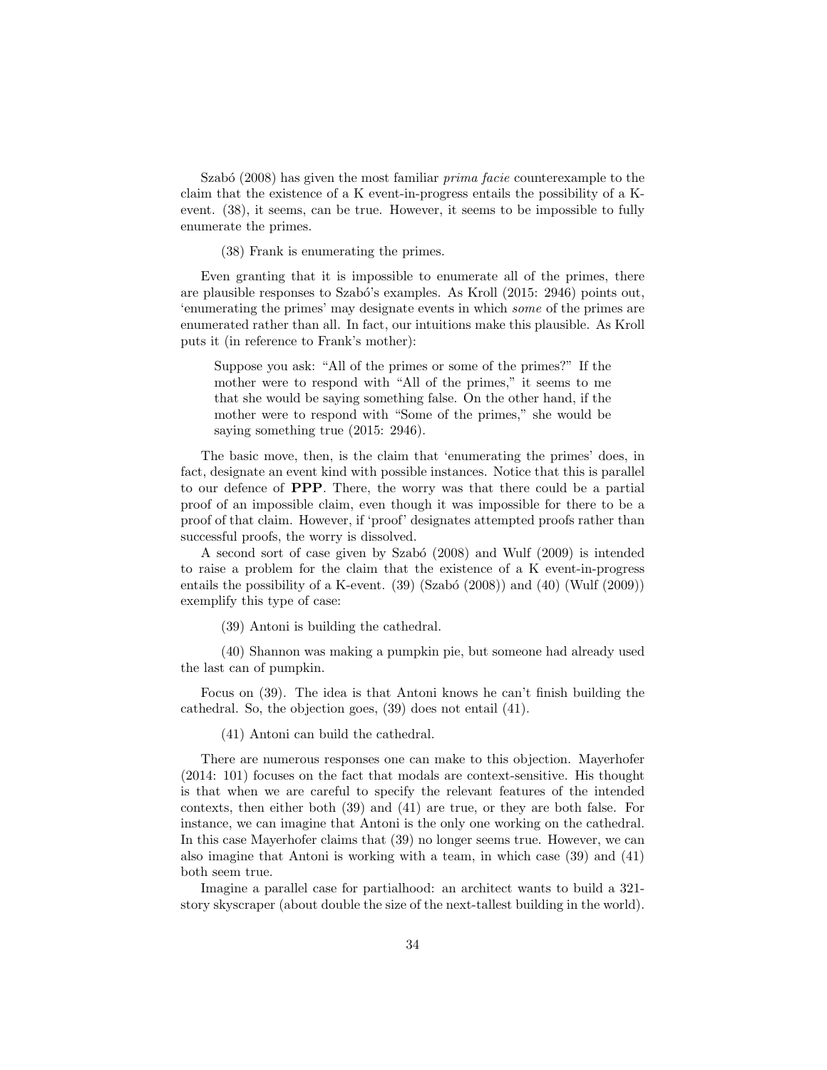Szabó (2008) has given the most familiar *prima facie* counterexample to the claim that the existence of a K event-in-progress entails the possibility of a K-event. (38), it seems, can be true. However, it seems to be impossible to fully enumerate the primes.

(38) Frank is enumerating the primes.

Even granting that it is impossible to enumerate all of the primes, there are plausible responses to Szabó's examples. As Kroll (2015: 2946) points out, 'enumerating the primes' may designate events in which *some* of the primes are enumerated rather than all. In fact, our intuitions make this plausible. As Kroll puts it (in reference to Frank's mother):

> Suppose you ask: "All of the primes or some of the primes?" If the mother were to respond with "All of the primes," it seems to me that she would be saying something false. On the other hand, if the mother were to respond with "Some of the primes," she would be saying something true (2015: 2946).

The basic move, then, is the claim that 'enumerating the primes' does, in fact, designate an event kind with possible instances. Notice that this is parallel to our defence of **PPP**. There, the worry was that there could be a partial proof of an impossible claim, even though it was impossible for there to be a proof of that claim. However, if 'proof' designates attempted proofs rather than successful proofs, the worry is dissolved.

A second sort of case given by Szabó (2008) and Wulf (2009) is intended to raise a problem for the claim that the existence of a K event-in-progress entails the possibility of a K-event. (39) (Szabó (2008)) and (40) (Wulf (2009)) exemplify this type of case:

(39) Antoni is building the cathedral.

(40) Shannon was making a pumpkin pie, but someone had already used the last can of pumpkin.

Focus on (39). The idea is that Antoni knows he can't finish building the cathedral. So, the objection goes, (39) does not entail (41).

(41) Antoni can build the cathedral.

There are numerous responses one can make to this objection. Mayerhofer (2014: 101) focuses on the fact that modals are context-sensitive. His thought is that when we are careful to specify the relevant features of the intended contexts, then either both (39) and (41) are true, or they are both false. For instance, we can imagine that Antoni is the only one working on the cathedral. In this case Mayerhofer claims that (39) no longer seems true. However, we can also imagine that Antoni is working with a team, in which case (39) and (41) both seem true.

Imagine a parallel case for partialhood: an architect wants to build a 321-story skyscraper (about double the size of the next-tallest building in the world).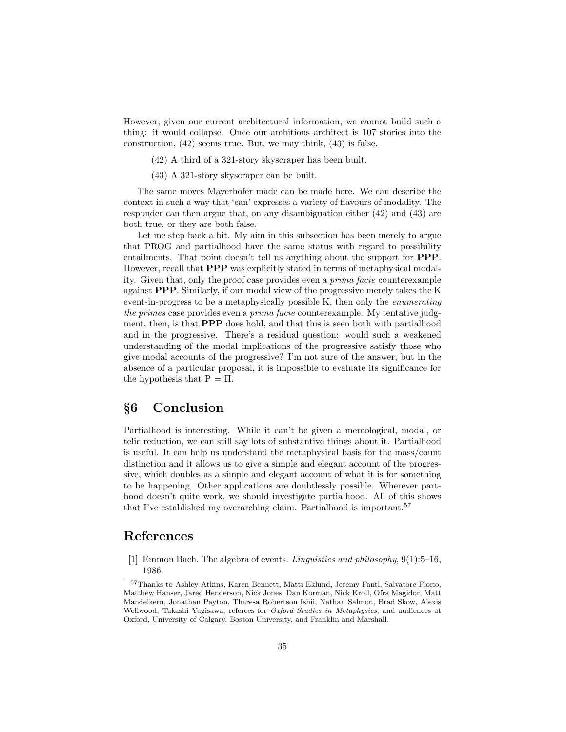However, given our current architectural information, we cannot build such a thing: it would collapse. Once our ambitious architect is 107 stories into the construction, (42) seems true. But, we may think, (43) is false.

(42) A third of a 321-story skyscraper has been built.

(43) A 321-story skyscraper can be built.

The same moves Mayerhofer made can be made here. We can describe the context in such a way that 'can' expresses a variety of flavours of modality. The responder can then argue that, on any disambiguation either (42) and (43) are both true, or they are both false.

Let me step back a bit. My aim in this subsection has been merely to argue that PROG and partialhood have the same status with regard to possibility entailments. That point doesn't tell us anything about the support for **PPP**. However, recall that **PPP** was explicitly stated in terms of metaphysical modality. Given that, only the proof case provides even a *prima facie* counterexample against **PPP**. Similarly, if our modal view of the progressive merely takes the K event-in-progress to be a metaphysically possible K, then only the *enumerating the primes* case provides even a *prima facie* counterexample. My tentative judgment, then, is that **PPP** does hold, and that this is seen both with partialhood and in the progressive. There's a residual question: would such a weakened understanding of the modal implications of the progressive satisfy those who give modal accounts of the progressive? I'm not sure of the answer, but in the absence of a particular proposal, it is impossible to evaluate its significance for the hypothesis that $\mathrm{P} = \Pi$.

## §6 Conclusion

Partialhood is interesting. While it can't be given a mereological, modal, or telic reduction, we can still say lots of substantive things about it. Partialhood is useful. It can help us understand the metaphysical basis for the mass/count distinction and it allows us to give a simple and elegant account of the progressive, which doubles as a simple and elegant account of what it is for something to be happening. Other applications are doubtlessly possible. Wherever parthood doesn't quite work, we should investigate partialhood. All of this shows that I've established my overarching claim. Partialhood is important.[57]

## References

[1] Emmon Bach. The algebra of events. *Linguistics and philosophy*, 9(1):5–16, 1986.

[57] Thanks to Ashley Atkins, Karen Bennett, Matti Eklund, Jeremy Fantl, Salvatore Florio, Matthew Hanser, Jared Henderson, Nick Jones, Dan Korman, Nick Kroll, Ofra Magidor, Matt Mandelkern, Jonathan Payton, Theresa Robertson Ishii, Nathan Salmon, Brad Skow, Alexis Wellwood, Takashi Yagisawa, referees for *Oxford Studies in Metaphysics*, and audiences at Oxford, University of Calgary, Boston University, and Franklin and Marshall.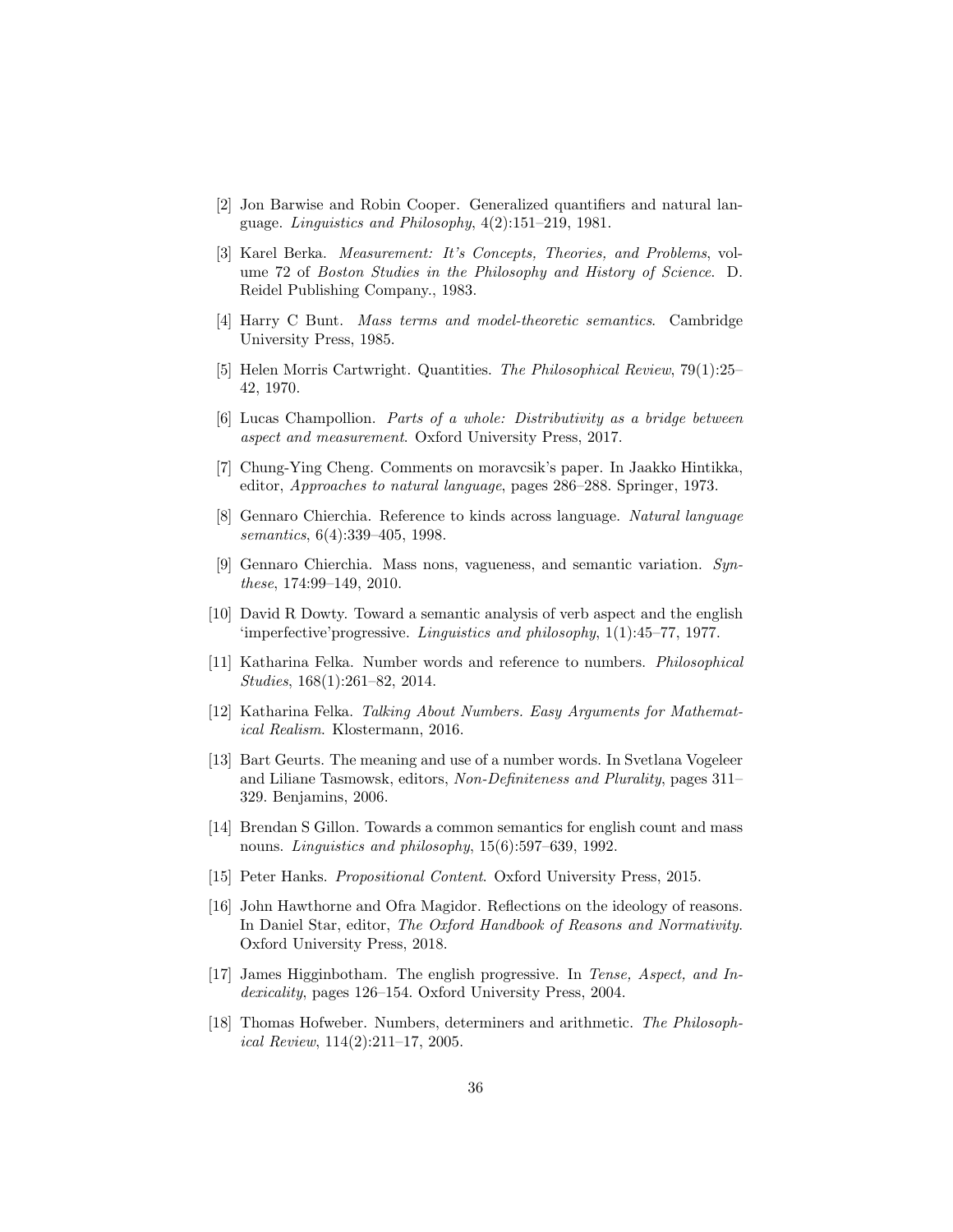[2] Jon Barwise and Robin Cooper. Generalized quantifiers and natural language. *Linguistics and Philosophy*, 4(2):151–219, 1981.

[3] Karel Berka. *Measurement: It's Concepts, Theories, and Problems*, volume 72 of *Boston Studies in the Philosophy and History of Science*. D. Reidel Publishing Company., 1983.

[4] Harry C Bunt. *Mass terms and model-theoretic semantics*. Cambridge University Press, 1985.

[5] Helen Morris Cartwright. Quantities. *The Philosophical Review*, 79(1):25–42, 1970.

[6] Lucas Champollion. *Parts of a whole: Distributivity as a bridge between aspect and measurement*. Oxford University Press, 2017.

[7] Chung-Ying Cheng. Comments on moravcsik's paper. In Jaakko Hintikka, editor, *Approaches to natural language*, pages 286–288. Springer, 1973.

[8] Gennaro Chierchia. Reference to kinds across language. *Natural language semantics*, 6(4):339–405, 1998.

[9] Gennaro Chierchia. Mass nons, vagueness, and semantic variation. *Synthese*, 174:99–149, 2010.

[10] David R Dowty. Toward a semantic analysis of verb aspect and the english 'imperfective'progressive. *Linguistics and philosophy*, 1(1):45–77, 1977.

[11] Katharina Felka. Number words and reference to numbers. *Philosophical Studies*, 168(1):261–82, 2014.

[12] Katharina Felka. *Talking About Numbers. Easy Arguments for Mathematical Realism*. Klostermann, 2016.

[13] Bart Geurts. The meaning and use of a number words. In Svetlana Vogeleer and Liliane Tasmowsk, editors, *Non-Definiteness and Plurality*, pages 311–329. Benjamins, 2006.

[14] Brendan S Gillon. Towards a common semantics for english count and mass nouns. *Linguistics and philosophy*, 15(6):597–639, 1992.

[15] Peter Hanks. *Propositional Content*. Oxford University Press, 2015.

[16] John Hawthorne and Ofra Magidor. Reflections on the ideology of reasons. In Daniel Star, editor, *The Oxford Handbook of Reasons and Normativity*. Oxford University Press, 2018.

[17] James Higginbotham. The english progressive. In *Tense, Aspect, and Indexicality*, pages 126–154. Oxford University Press, 2004.

[18] Thomas Hofweber. Numbers, determiners and arithmetic. *The Philosophical Review*, 114(2):211–17, 2005.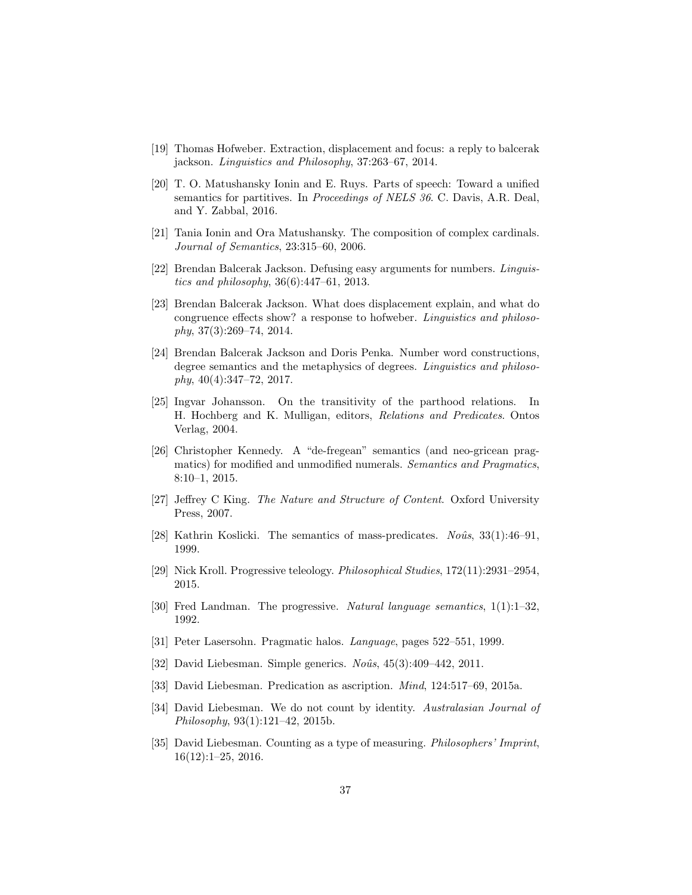[19] Thomas Hofweber. Extraction, displacement and focus: a reply to balcerak jackson. *Linguistics and Philosophy*, 37:263–67, 2014.

[20] T. O. Matushansky Ionin and E. Ruys. Parts of speech: Toward a unified semantics for partitives. In *Proceedings of NELS 36*. C. Davis, A.R. Deal, and Y. Zabbal, 2016.

[21] Tania Ionin and Ora Matushansky. The composition of complex cardinals. *Journal of Semantics*, 23:315–60, 2006.

[22] Brendan Balcerak Jackson. Defusing easy arguments for numbers. *Linguistics and philosophy*, 36(6):447–61, 2013.

[23] Brendan Balcerak Jackson. What does displacement explain, and what do congruence effects show? a response to hofweber. *Linguistics and philosophy*, 37(3):269–74, 2014.

[24] Brendan Balcerak Jackson and Doris Penka. Number word constructions, degree semantics and the metaphysics of degrees. *Linguistics and philosophy*, 40(4):347–72, 2017.

[25] Ingvar Johansson. On the transitivity of the parthood relations. In H. Hochberg and K. Mulligan, editors, *Relations and Predicates*. Ontos Verlag, 2004.

[26] Christopher Kennedy. A "de-fregean" semantics (and neo-gricean pragmatics) for modified and unmodified numerals. *Semantics and Pragmatics*, 8:10–1, 2015.

[27] Jeffrey C King. *The Nature and Structure of Content*. Oxford University Press, 2007.

[28] Kathrin Koslicki. The semantics of mass-predicates. *Noûs*, 33(1):46–91, 1999.

[29] Nick Kroll. Progressive teleology. *Philosophical Studies*, 172(11):2931–2954, 2015.

[30] Fred Landman. The progressive. *Natural language semantics*, 1(1):1–32, 1992.

[31] Peter Lasersohn. Pragmatic halos. *Language*, pages 522–551, 1999.

[32] David Liebesman. Simple generics. *Noûs*, 45(3):409–442, 2011.

[33] David Liebesman. Predication as ascription. *Mind*, 124:517–69, 2015a.

[34] David Liebesman. We do not count by identity. *Australasian Journal of Philosophy*, 93(1):121–42, 2015b.

[35] David Liebesman. Counting as a type of measuring. *Philosophers' Imprint*, 16(12):1–25, 2016.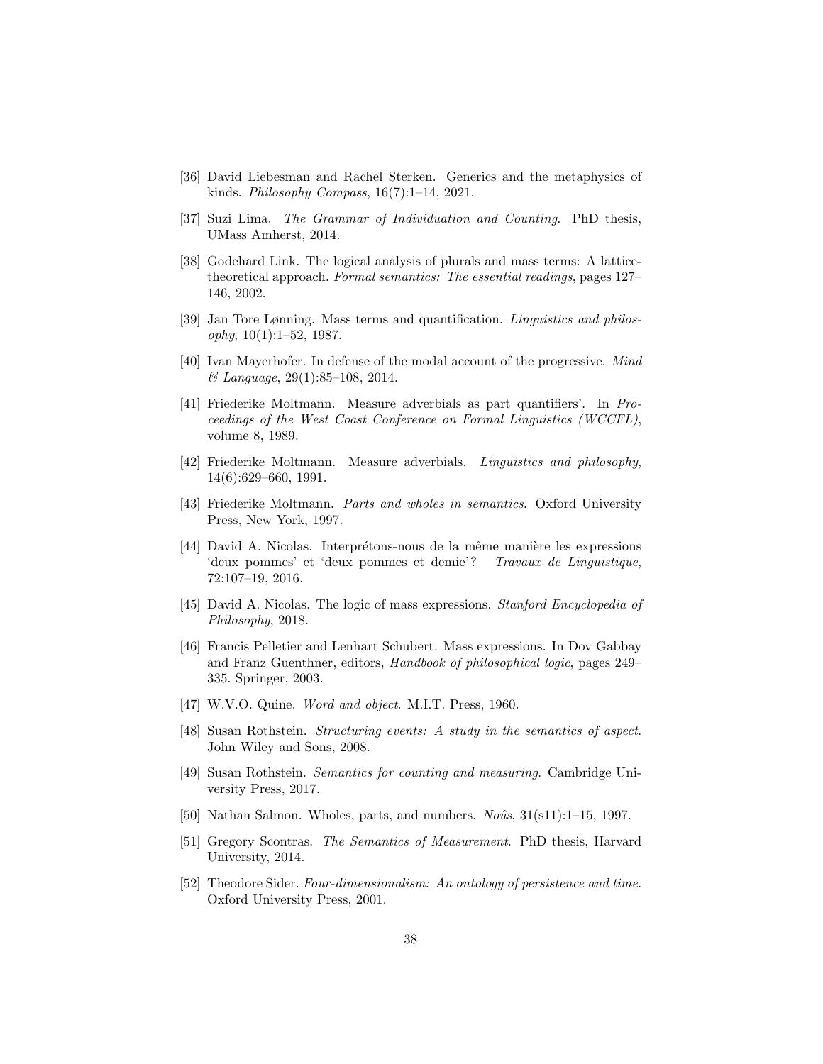[36] David Liebesman and Rachel Sterken. Generics and the metaphysics of kinds. *Philosophy Compass*, 16(7):1–14, 2021.

[37] Suzi Lima. *The Grammar of Individuation and Counting*. PhD thesis, UMass Amherst, 2014.

[38] Godehard Link. The logical analysis of plurals and mass terms: A lattice-theoretical approach. *Formal semantics: The essential readings*, pages 127–146, 2002.

[39] Jan Tore Lønning. Mass terms and quantification. *Linguistics and philosophy*, 10(1):1–52, 1987.

[40] Ivan Mayerhofer. In defense of the modal account of the progressive. *Mind & Language*, 29(1):85–108, 2014.

[41] Friederike Moltmann. Measure adverbials as part quantifiers'. In *Proceedings of the West Coast Conference on Formal Linguistics (WCCFL)*, volume 8, 1989.

[42] Friederike Moltmann. Measure adverbials. *Linguistics and philosophy*, 14(6):629–660, 1991.

[43] Friederike Moltmann. *Parts and wholes in semantics*. Oxford University Press, New York, 1997.

[44] David A. Nicolas. Interprétons-nous de la même manière les expressions 'deux pommes' et 'deux pommes et demie'? *Travaux de Linguistique*, 72:107–19, 2016.

[45] David A. Nicolas. The logic of mass expressions. *Stanford Encyclopedia of Philosophy*, 2018.

[46] Francis Pelletier and Lenhart Schubert. Mass expressions. In Dov Gabbay and Franz Guenthner, editors, *Handbook of philosophical logic*, pages 249–335. Springer, 2003.

[47] W.V.O. Quine. *Word and object*. M.I.T. Press, 1960.

[48] Susan Rothstein. *Structuring events: A study in the semantics of aspect*. John Wiley and Sons, 2008.

[49] Susan Rothstein. *Semantics for counting and measuring*. Cambridge University Press, 2017.

[50] Nathan Salmon. Wholes, parts, and numbers. *Noûs*, 31(s11):1–15, 1997.

[51] Gregory Scontras. *The Semantics of Measurement*. PhD thesis, Harvard University, 2014.

[52] Theodore Sider. *Four-dimensionalism: An ontology of persistence and time*. Oxford University Press, 2001.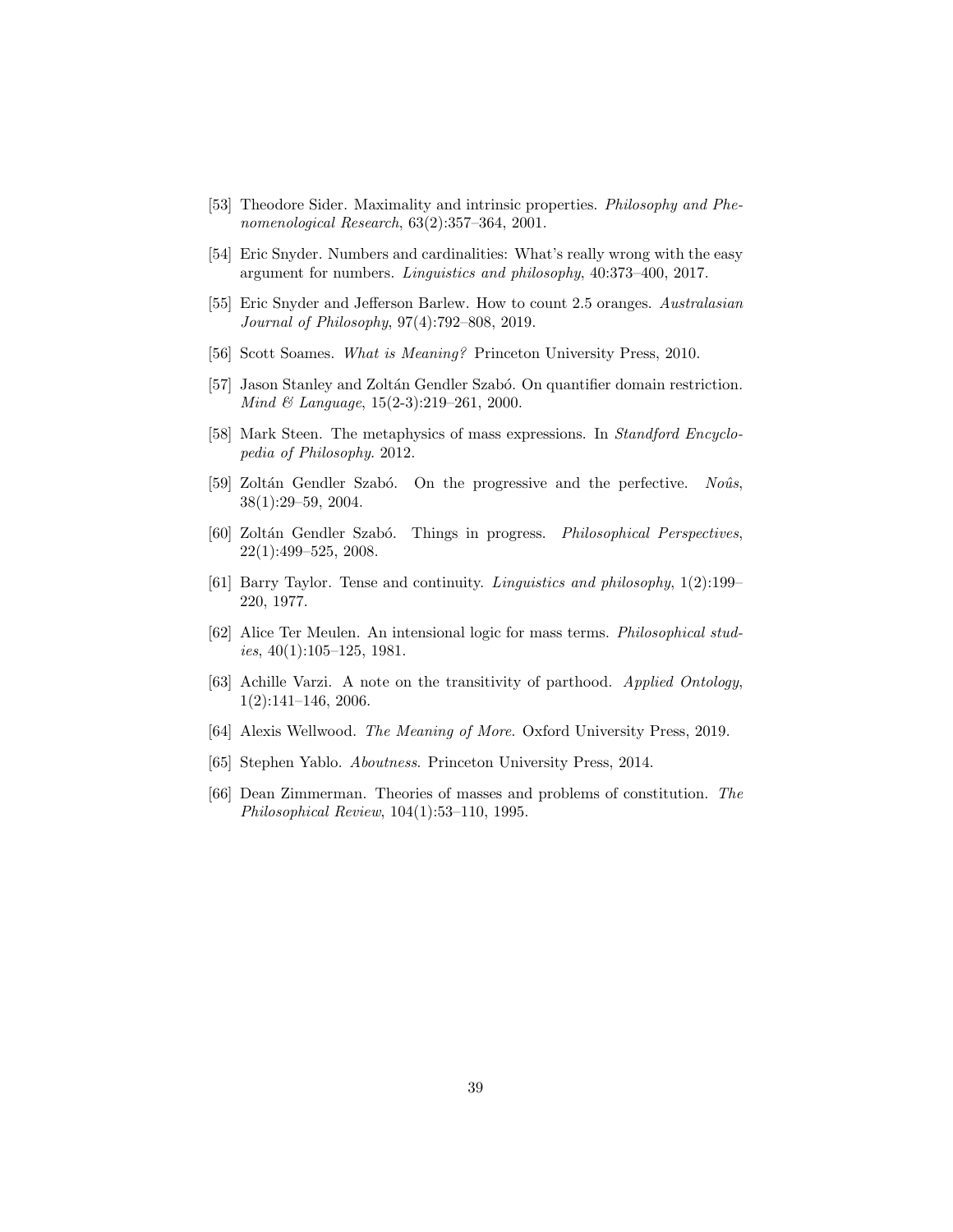[53] Theodore Sider. Maximality and intrinsic properties. *Philosophy and Phenomenological Research*, 63(2):357–364, 2001.

[54] Eric Snyder. Numbers and cardinalities: What's really wrong with the easy argument for numbers. *Linguistics and philosophy*, 40:373–400, 2017.

[55] Eric Snyder and Jefferson Barlew. How to count 2.5 oranges. *Australasian Journal of Philosophy*, 97(4):792–808, 2019.

[56] Scott Soames. *What is Meaning?* Princeton University Press, 2010.

[57] Jason Stanley and Zoltán Gendler Szabó. On quantifier domain restriction. *Mind & Language*, 15(2-3):219–261, 2000.

[58] Mark Steen. The metaphysics of mass expressions. In *Standford Encyclopedia of Philosophy*. 2012.

[59] Zoltán Gendler Szabó. On the progressive and the perfective. *Noûs*, 38(1):29–59, 2004.

[60] Zoltán Gendler Szabó. Things in progress. *Philosophical Perspectives*, 22(1):499–525, 2008.

[61] Barry Taylor. Tense and continuity. *Linguistics and philosophy*, 1(2):199–220, 1977.

[62] Alice Ter Meulen. An intensional logic for mass terms. *Philosophical studies*, 40(1):105–125, 1981.

[63] Achille Varzi. A note on the transitivity of parthood. *Applied Ontology*, 1(2):141–146, 2006.

[64] Alexis Wellwood. *The Meaning of More*. Oxford University Press, 2019.

[65] Stephen Yablo. *Aboutness*. Princeton University Press, 2014.

[66] Dean Zimmerman. Theories of masses and problems of constitution. *The Philosophical Review*, 104(1):53–110, 1995.